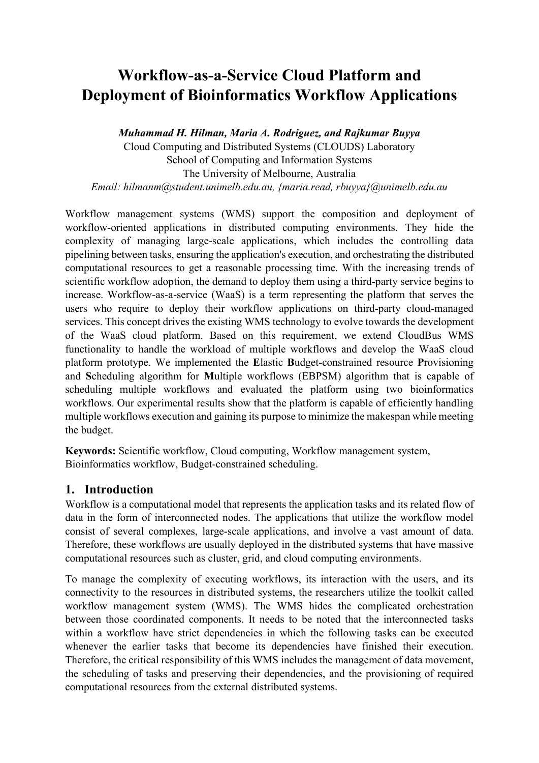# Workflow-as-a-Service Cloud Platform and Deployment of Bioinformatics Workflow Applications

***Muhammad H. Hilman, Maria A. Rodriguez, and Rajkumar Buyya***

Cloud Computing and Distributed Systems (CLOUDS) Laboratory
School of Computing and Information Systems
The University of Melbourne, Australia
*Email: hilmanm@student.unimelb.edu.au, {maria.read, rbuyya}@unimelb.edu.au*

Workflow management systems (WMS) support the composition and deployment of workflow-oriented applications in distributed computing environments. They hide the complexity of managing large-scale applications, which includes the controlling data pipelining between tasks, ensuring the application's execution, and orchestrating the distributed computational resources to get a reasonable processing time. With the increasing trends of scientific workflow adoption, the demand to deploy them using a third-party service begins to increase. Workflow-as-a-service (WaaS) is a term representing the platform that serves the users who require to deploy their workflow applications on third-party cloud-managed services. This concept drives the existing WMS technology to evolve towards the development of the WaaS cloud platform. Based on this requirement, we extend CloudBus WMS functionality to handle the workload of multiple workflows and develop the WaaS cloud platform prototype. We implemented the **E**lastic **B**udget-constrained resource **P**rovisioning and **S**cheduling algorithm for **M**ultiple workflows (EBPSM) algorithm that is capable of scheduling multiple workflows and evaluated the platform using two bioinformatics workflows. Our experimental results show that the platform is capable of efficiently handling multiple workflows execution and gaining its purpose to minimize the makespan while meeting the budget.

**Keywords:** Scientific workflow, Cloud computing, Workflow management system, Bioinformatics workflow, Budget-constrained scheduling.

## 1. Introduction

Workflow is a computational model that represents the application tasks and its related flow of data in the form of interconnected nodes. The applications that utilize the workflow model consist of several complexes, large-scale applications, and involve a vast amount of data. Therefore, these workflows are usually deployed in the distributed systems that have massive computational resources such as cluster, grid, and cloud computing environments.

To manage the complexity of executing workflows, its interaction with the users, and its connectivity to the resources in distributed systems, the researchers utilize the toolkit called workflow management system (WMS). The WMS hides the complicated orchestration between those coordinated components. It needs to be noted that the interconnected tasks within a workflow have strict dependencies in which the following tasks can be executed whenever the earlier tasks that become its dependencies have finished their execution. Therefore, the critical responsibility of this WMS includes the management of data movement, the scheduling of tasks and preserving their dependencies, and the provisioning of required computational resources from the external distributed systems.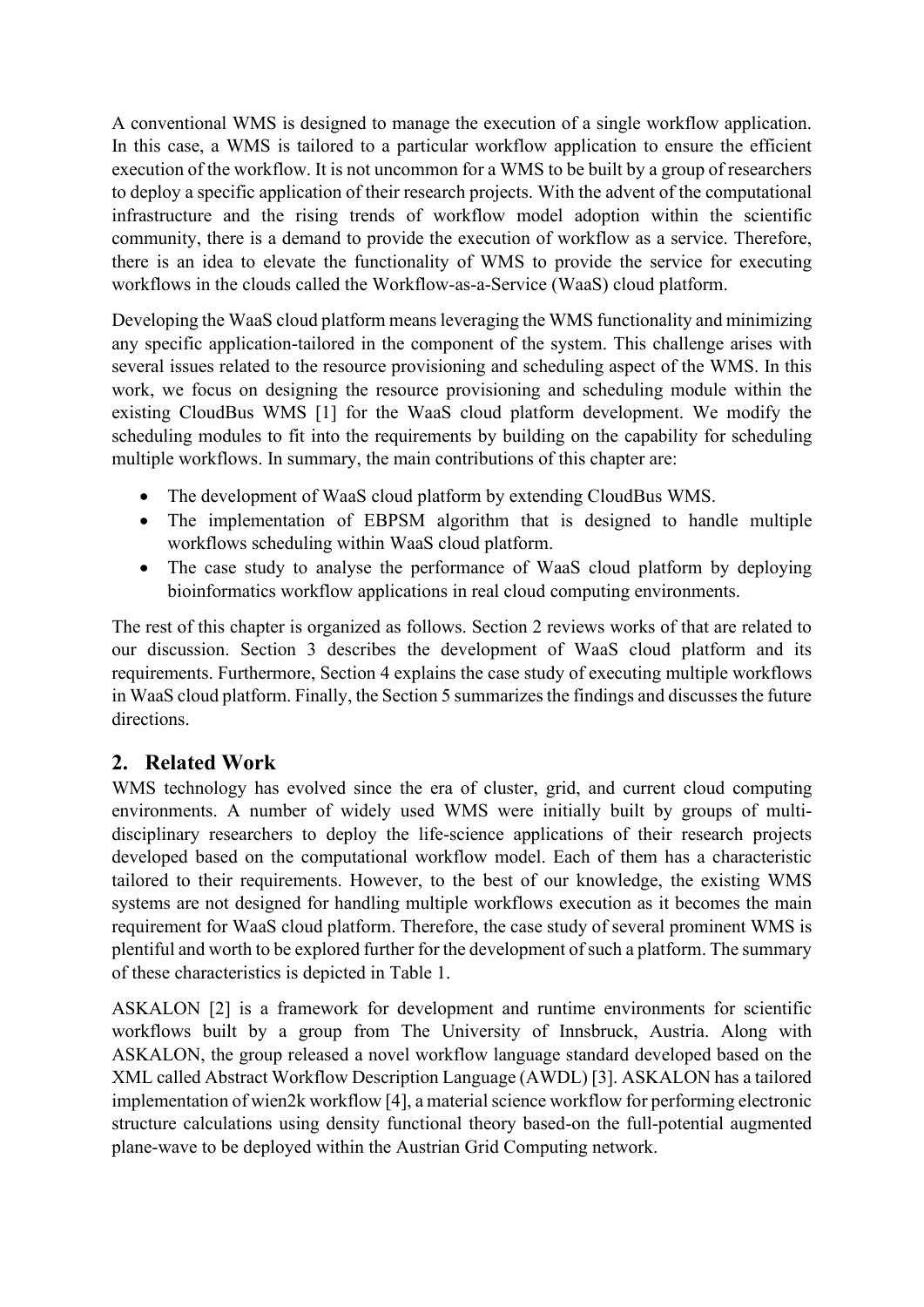A conventional WMS is designed to manage the execution of a single workflow application. In this case, a WMS is tailored to a particular workflow application to ensure the efficient execution of the workflow. It is not uncommon for a WMS to be built by a group of researchers to deploy a specific application of their research projects. With the advent of the computational infrastructure and the rising trends of workflow model adoption within the scientific community, there is a demand to provide the execution of workflow as a service. Therefore, there is an idea to elevate the functionality of WMS to provide the service for executing workflows in the clouds called the Workflow-as-a-Service (WaaS) cloud platform.

Developing the WaaS cloud platform means leveraging the WMS functionality and minimizing any specific application-tailored in the component of the system. This challenge arises with several issues related to the resource provisioning and scheduling aspect of the WMS. In this work, we focus on designing the resource provisioning and scheduling module within the existing CloudBus WMS [1] for the WaaS cloud platform development. We modify the scheduling modules to fit into the requirements by building on the capability for scheduling multiple workflows. In summary, the main contributions of this chapter are:

- The development of WaaS cloud platform by extending CloudBus WMS.
- The implementation of EBPSM algorithm that is designed to handle multiple workflows scheduling within WaaS cloud platform.
- The case study to analyse the performance of WaaS cloud platform by deploying bioinformatics workflow applications in real cloud computing environments.

The rest of this chapter is organized as follows. Section 2 reviews works of that are related to our discussion. Section 3 describes the development of WaaS cloud platform and its requirements. Furthermore, Section 4 explains the case study of executing multiple workflows in WaaS cloud platform. Finally, the Section 5 summarizes the findings and discusses the future directions.

## 2. Related Work

WMS technology has evolved since the era of cluster, grid, and current cloud computing environments. A number of widely used WMS were initially built by groups of multi-disciplinary researchers to deploy the life-science applications of their research projects developed based on the computational workflow model. Each of them has a characteristic tailored to their requirements. However, to the best of our knowledge, the existing WMS systems are not designed for handling multiple workflows execution as it becomes the main requirement for WaaS cloud platform. Therefore, the case study of several prominent WMS is plentiful and worth to be explored further for the development of such a platform. The summary of these characteristics is depicted in Table 1.

ASKALON [2] is a framework for development and runtime environments for scientific workflows built by a group from The University of Innsbruck, Austria. Along with ASKALON, the group released a novel workflow language standard developed based on the XML called Abstract Workflow Description Language (AWDL) [3]. ASKALON has a tailored implementation of wien2k workflow [4], a material science workflow for performing electronic structure calculations using density functional theory based-on the full-potential augmented plane-wave to be deployed within the Austrian Grid Computing network.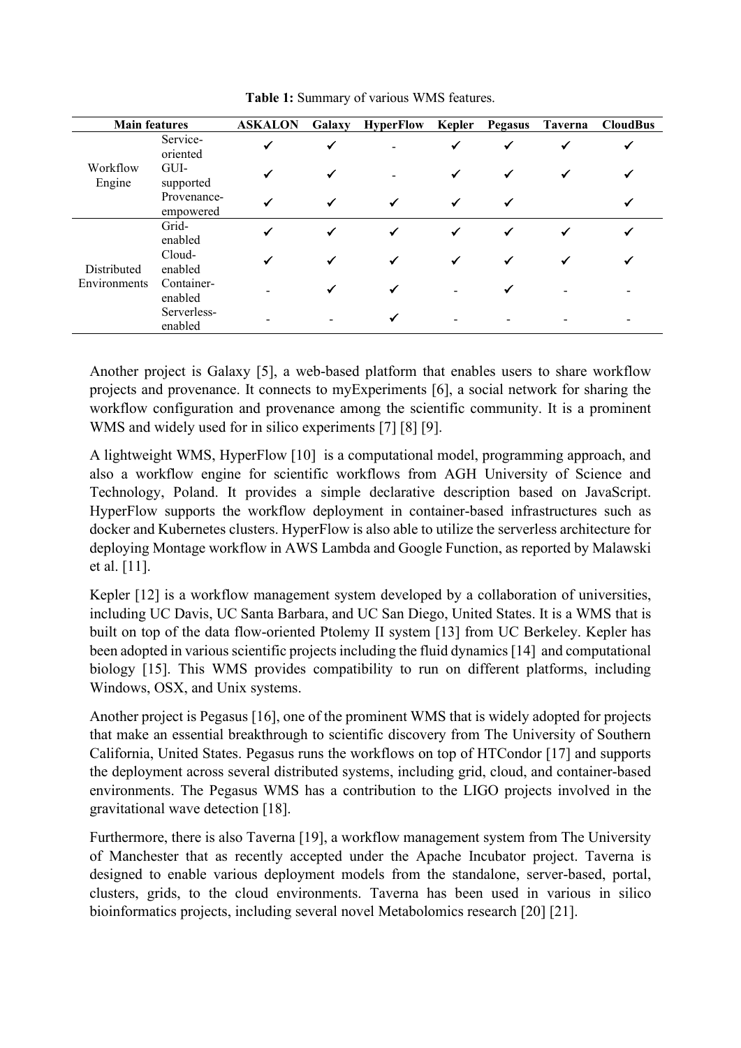**Table 1:** Summary of various WMS features.

| Main features | | ASKALON | Galaxy | HyperFlow | Kepler | Pegasus | Taverna | CloudBus |
|---|---|---|---|---|---|---|---|---|
| Workflow Engine | Service-oriented | ✓ | ✓ | - | ✓ | ✓ | ✓ | ✓ |
| | GUI-supported | ✓ | ✓ | - | ✓ | ✓ | ✓ | ✓ |
| | Provenance-empowered | ✓ | ✓ | ✓ | ✓ | ✓ | | ✓ |
| Distributed Environments | Grid-enabled | ✓ | ✓ | ✓ | ✓ | ✓ | ✓ | ✓ |
| | Cloud-enabled | ✓ | ✓ | ✓ | ✓ | ✓ | ✓ | ✓ |
| | Container-enabled | - | ✓ | ✓ | - | ✓ | - | - |
| | Serverless-enabled | - | - | ✓ | - | - | - | - |

Another project is Galaxy [5], a web-based platform that enables users to share workflow projects and provenance. It connects to myExperiments [6], a social network for sharing the workflow configuration and provenance among the scientific community. It is a prominent WMS and widely used for in silico experiments [7] [8] [9].

A lightweight WMS, HyperFlow [10] is a computational model, programming approach, and also a workflow engine for scientific workflows from AGH University of Science and Technology, Poland. It provides a simple declarative description based on JavaScript. HyperFlow supports the workflow deployment in container-based infrastructures such as docker and Kubernetes clusters. HyperFlow is also able to utilize the serverless architecture for deploying Montage workflow in AWS Lambda and Google Function, as reported by Malawski et al. [11].

Kepler [12] is a workflow management system developed by a collaboration of universities, including UC Davis, UC Santa Barbara, and UC San Diego, United States. It is a WMS that is built on top of the data flow-oriented Ptolemy II system [13] from UC Berkeley. Kepler has been adopted in various scientific projects including the fluid dynamics [14] and computational biology [15]. This WMS provides compatibility to run on different platforms, including Windows, OSX, and Unix systems.

Another project is Pegasus [16], one of the prominent WMS that is widely adopted for projects that make an essential breakthrough to scientific discovery from The University of Southern California, United States. Pegasus runs the workflows on top of HTCondor [17] and supports the deployment across several distributed systems, including grid, cloud, and container-based environments. The Pegasus WMS has a contribution to the LIGO projects involved in the gravitational wave detection [18].

Furthermore, there is also Taverna [19], a workflow management system from The University of Manchester that as recently accepted under the Apache Incubator project. Taverna is designed to enable various deployment models from the standalone, server-based, portal, clusters, grids, to the cloud environments. Taverna has been used in various in silico bioinformatics projects, including several novel Metabolomics research [20] [21].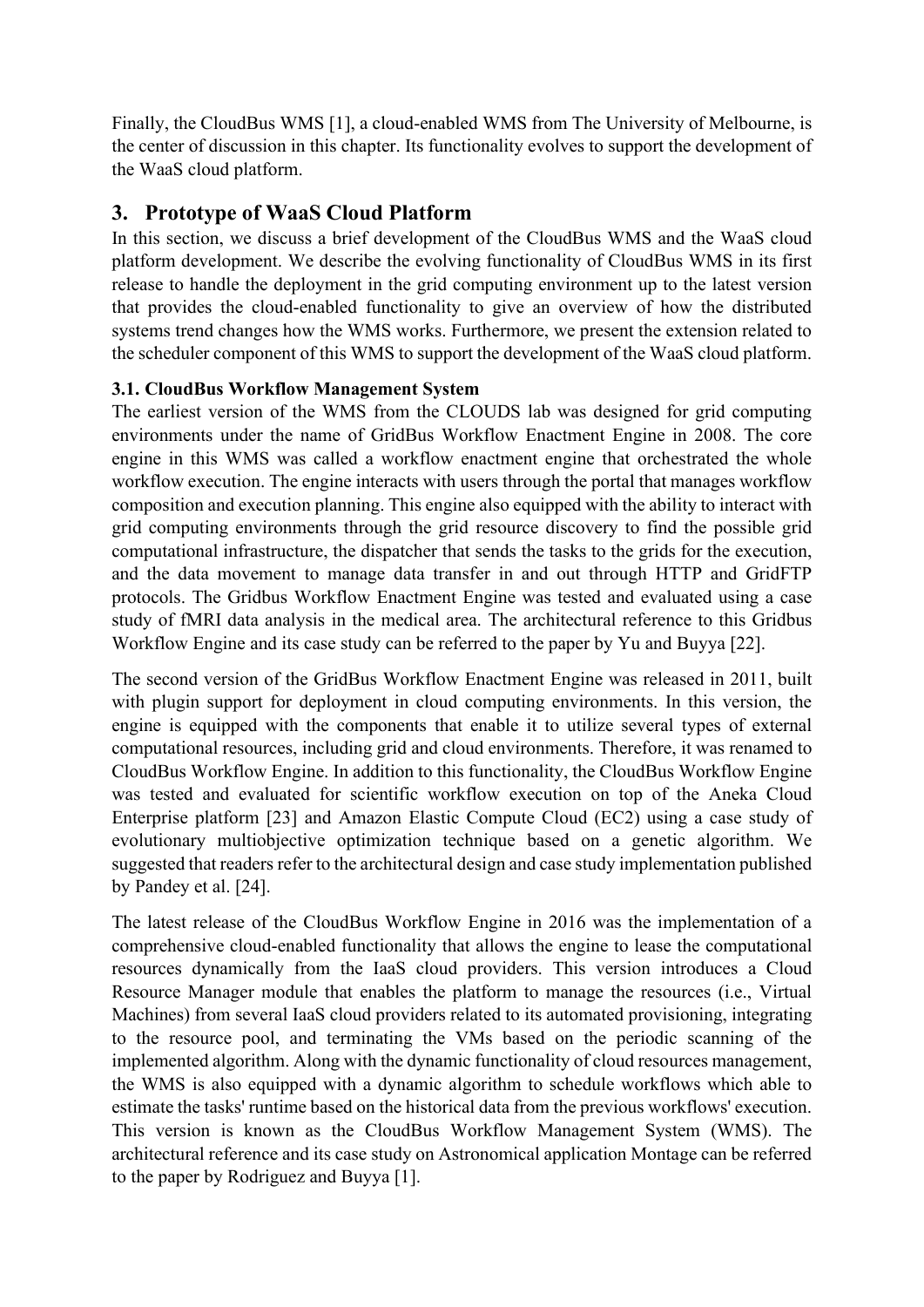Finally, the CloudBus WMS [1], a cloud-enabled WMS from The University of Melbourne, is the center of discussion in this chapter. Its functionality evolves to support the development of the WaaS cloud platform.

## 3. Prototype of WaaS Cloud Platform

In this section, we discuss a brief development of the CloudBus WMS and the WaaS cloud platform development. We describe the evolving functionality of CloudBus WMS in its first release to handle the deployment in the grid computing environment up to the latest version that provides the cloud-enabled functionality to give an overview of how the distributed systems trend changes how the WMS works. Furthermore, we present the extension related to the scheduler component of this WMS to support the development of the WaaS cloud platform.

### 3.1. CloudBus Workflow Management System

The earliest version of the WMS from the CLOUDS lab was designed for grid computing environments under the name of GridBus Workflow Enactment Engine in 2008. The core engine in this WMS was called a workflow enactment engine that orchestrated the whole workflow execution. The engine interacts with users through the portal that manages workflow composition and execution planning. This engine also equipped with the ability to interact with grid computing environments through the grid resource discovery to find the possible grid computational infrastructure, the dispatcher that sends the tasks to the grids for the execution, and the data movement to manage data transfer in and out through HTTP and GridFTP protocols. The Gridbus Workflow Enactment Engine was tested and evaluated using a case study of fMRI data analysis in the medical area. The architectural reference to this Gridbus Workflow Engine and its case study can be referred to the paper by Yu and Buyya [22].

The second version of the GridBus Workflow Enactment Engine was released in 2011, built with plugin support for deployment in cloud computing environments. In this version, the engine is equipped with the components that enable it to utilize several types of external computational resources, including grid and cloud environments. Therefore, it was renamed to CloudBus Workflow Engine. In addition to this functionality, the CloudBus Workflow Engine was tested and evaluated for scientific workflow execution on top of the Aneka Cloud Enterprise platform [23] and Amazon Elastic Compute Cloud (EC2) using a case study of evolutionary multiobjective optimization technique based on a genetic algorithm. We suggested that readers refer to the architectural design and case study implementation published by Pandey et al. [24].

The latest release of the CloudBus Workflow Engine in 2016 was the implementation of a comprehensive cloud-enabled functionality that allows the engine to lease the computational resources dynamically from the IaaS cloud providers. This version introduces a Cloud Resource Manager module that enables the platform to manage the resources (i.e., Virtual Machines) from several IaaS cloud providers related to its automated provisioning, integrating to the resource pool, and terminating the VMs based on the periodic scanning of the implemented algorithm. Along with the dynamic functionality of cloud resources management, the WMS is also equipped with a dynamic algorithm to schedule workflows which able to estimate the tasks' runtime based on the historical data from the previous workflows' execution. This version is known as the CloudBus Workflow Management System (WMS). The architectural reference and its case study on Astronomical application Montage can be referred to the paper by Rodriguez and Buyya [1].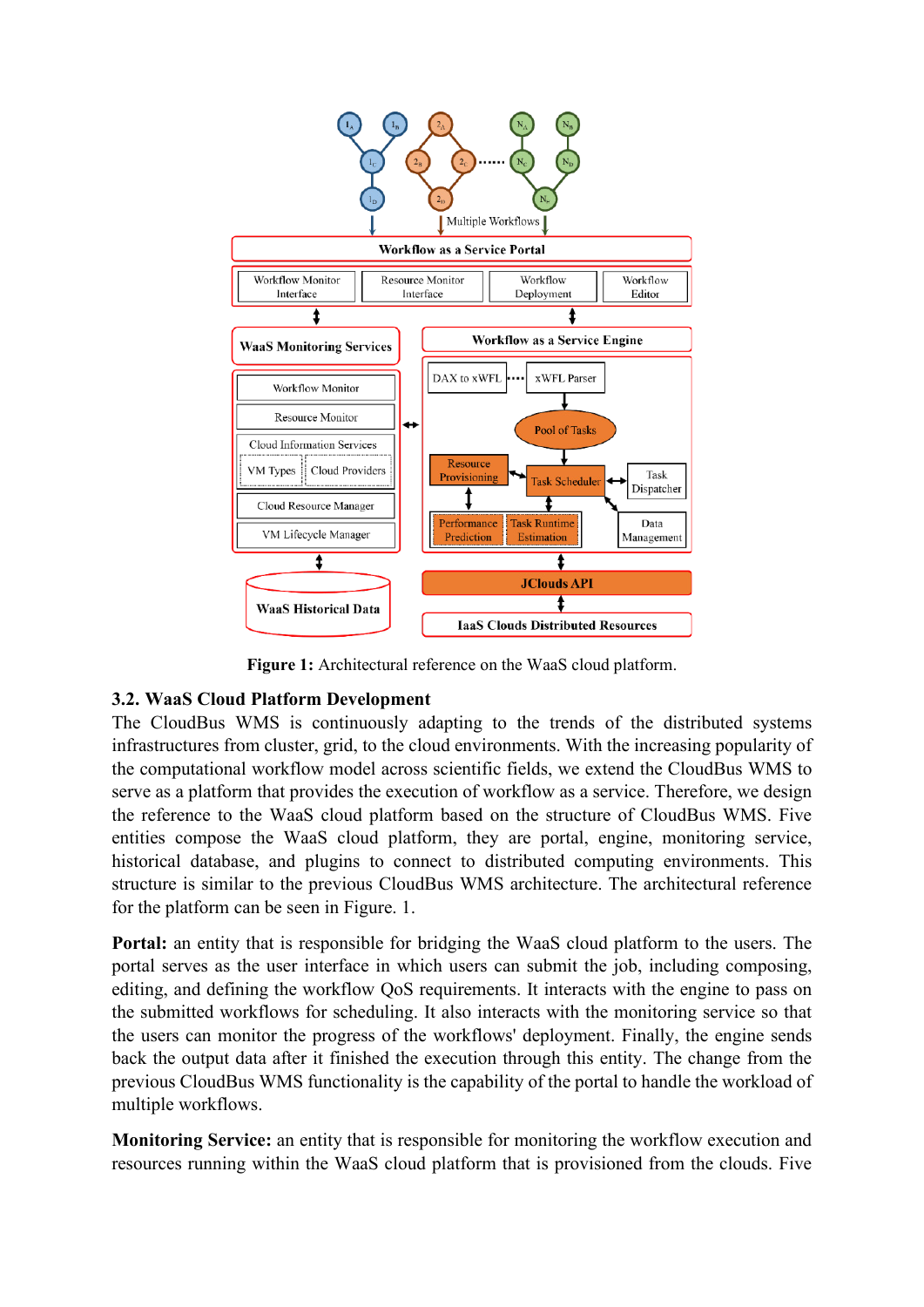**Figure 1:** Architectural reference on the WaaS cloud platform.

### 3.2. WaaS Cloud Platform Development

The CloudBus WMS is continuously adapting to the trends of the distributed systems infrastructures from cluster, grid, to the cloud environments. With the increasing popularity of the computational workflow model across scientific fields, we extend the CloudBus WMS to serve as a platform that provides the execution of workflow as a service. Therefore, we design the reference to the WaaS cloud platform based on the structure of CloudBus WMS. Five entities compose the WaaS cloud platform, they are portal, engine, monitoring service, historical database, and plugins to connect to distributed computing environments. This structure is similar to the previous CloudBus WMS architecture. The architectural reference for the platform can be seen in Figure. 1.

**Portal:** an entity that is responsible for bridging the WaaS cloud platform to the users. The portal serves as the user interface in which users can submit the job, including composing, editing, and defining the workflow QoS requirements. It interacts with the engine to pass on the submitted workflows for scheduling. It also interacts with the monitoring service so that the users can monitor the progress of the workflows' deployment. Finally, the engine sends back the output data after it finished the execution through this entity. The change from the previous CloudBus WMS functionality is the capability of the portal to handle the workload of multiple workflows.

**Monitoring Service:** an entity that is responsible for monitoring the workflow execution and resources running within the WaaS cloud platform that is provisioned from the clouds. Five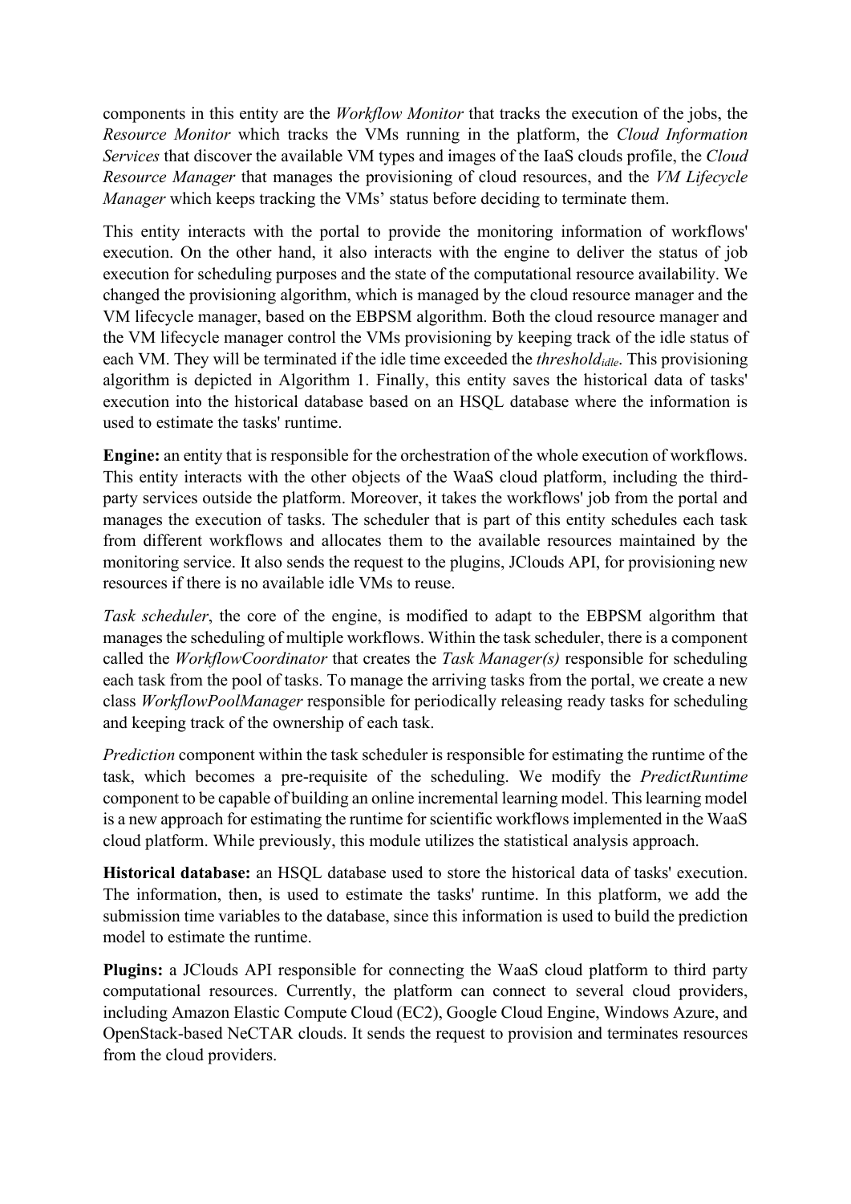components in this entity are the *Workflow Monitor* that tracks the execution of the jobs, the *Resource Monitor* which tracks the VMs running in the platform, the *Cloud Information Services* that discover the available VM types and images of the IaaS clouds profile, the *Cloud Resource Manager* that manages the provisioning of cloud resources, and the *VM Lifecycle Manager* which keeps tracking the VMs' status before deciding to terminate them.

This entity interacts with the portal to provide the monitoring information of workflows' execution. On the other hand, it also interacts with the engine to deliver the status of job execution for scheduling purposes and the state of the computational resource availability. We changed the provisioning algorithm, which is managed by the cloud resource manager and the VM lifecycle manager, based on the EBPSM algorithm. Both the cloud resource manager and the VM lifecycle manager control the VMs provisioning by keeping track of the idle status of each VM. They will be terminated if the idle time exceeded the $threshold_{idle}$. This provisioning algorithm is depicted in Algorithm 1. Finally, this entity saves the historical data of tasks' execution into the historical database based on an HSQL database where the information is used to estimate the tasks' runtime.

**Engine:** an entity that is responsible for the orchestration of the whole execution of workflows. This entity interacts with the other objects of the WaaS cloud platform, including the third-party services outside the platform. Moreover, it takes the workflows' job from the portal and manages the execution of tasks. The scheduler that is part of this entity schedules each task from different workflows and allocates them to the available resources maintained by the monitoring service. It also sends the request to the plugins, JClouds API, for provisioning new resources if there is no available idle VMs to reuse.

*Task scheduler*, the core of the engine, is modified to adapt to the EBPSM algorithm that manages the scheduling of multiple workflows. Within the task scheduler, there is a component called the *WorkflowCoordinator* that creates the *Task Manager(s)* responsible for scheduling each task from the pool of tasks. To manage the arriving tasks from the portal, we create a new class *WorkflowPoolManager* responsible for periodically releasing ready tasks for scheduling and keeping track of the ownership of each task.

*Prediction* component within the task scheduler is responsible for estimating the runtime of the task, which becomes a pre-requisite of the scheduling. We modify the *PredictRuntime* component to be capable of building an online incremental learning model. This learning model is a new approach for estimating the runtime for scientific workflows implemented in the WaaS cloud platform. While previously, this module utilizes the statistical analysis approach.

**Historical database:** an HSQL database used to store the historical data of tasks' execution. The information, then, is used to estimate the tasks' runtime. In this platform, we add the submission time variables to the database, since this information is used to build the prediction model to estimate the runtime.

**Plugins:** a JClouds API responsible for connecting the WaaS cloud platform to third party computational resources. Currently, the platform can connect to several cloud providers, including Amazon Elastic Compute Cloud (EC2), Google Cloud Engine, Windows Azure, and OpenStack-based NeCTAR clouds. It sends the request to provision and terminates resources from the cloud providers.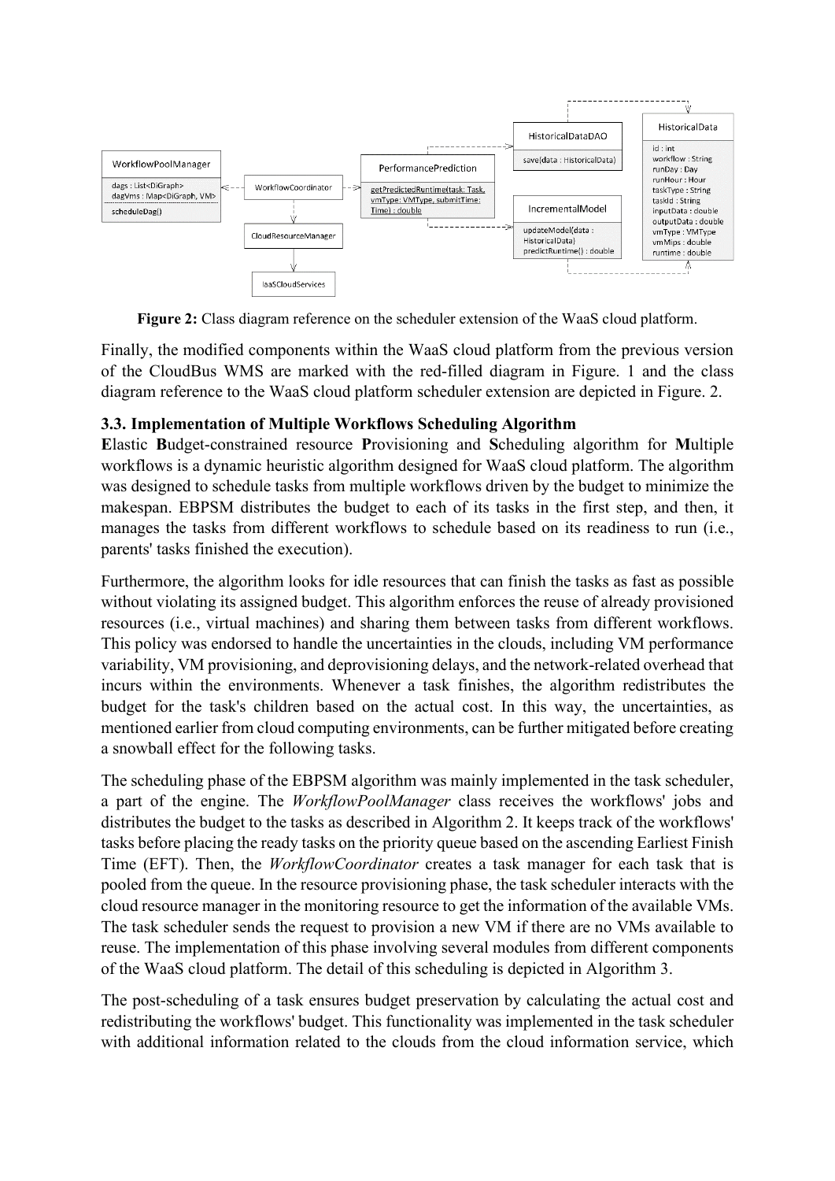**Figure 2:** Class diagram reference on the scheduler extension of the WaaS cloud platform.

Finally, the modified components within the WaaS cloud platform from the previous version of the CloudBus WMS are marked with the red-filled diagram in Figure. 1 and the class diagram reference to the WaaS cloud platform scheduler extension are depicted in Figure. 2.

### 3.3. Implementation of Multiple Workflows Scheduling Algorithm

**E**lastic **B**udget-constrained resource **P**rovisioning and **S**cheduling algorithm for **M**ultiple workflows is a dynamic heuristic algorithm designed for WaaS cloud platform. The algorithm was designed to schedule tasks from multiple workflows driven by the budget to minimize the makespan. EBPSM distributes the budget to each of its tasks in the first step, and then, it manages the tasks from different workflows to schedule based on its readiness to run (i.e., parents' tasks finished the execution).

Furthermore, the algorithm looks for idle resources that can finish the tasks as fast as possible without violating its assigned budget. This algorithm enforces the reuse of already provisioned resources (i.e., virtual machines) and sharing them between tasks from different workflows. This policy was endorsed to handle the uncertainties in the clouds, including VM performance variability, VM provisioning, and deprovisioning delays, and the network-related overhead that incurs within the environments. Whenever a task finishes, the algorithm redistributes the budget for the task's children based on the actual cost. In this way, the uncertainties, as mentioned earlier from cloud computing environments, can be further mitigated before creating a snowball effect for the following tasks.

The scheduling phase of the EBPSM algorithm was mainly implemented in the task scheduler, a part of the engine. The *WorkflowPoolManager* class receives the workflows' jobs and distributes the budget to the tasks as described in Algorithm 2. It keeps track of the workflows' tasks before placing the ready tasks on the priority queue based on the ascending Earliest Finish Time (EFT). Then, the *WorkflowCoordinator* creates a task manager for each task that is pooled from the queue. In the resource provisioning phase, the task scheduler interacts with the cloud resource manager in the monitoring resource to get the information of the available VMs. The task scheduler sends the request to provision a new VM if there are no VMs available to reuse. The implementation of this phase involving several modules from different components of the WaaS cloud platform. The detail of this scheduling is depicted in Algorithm 3.

The post-scheduling of a task ensures budget preservation by calculating the actual cost and redistributing the workflows' budget. This functionality was implemented in the task scheduler with additional information related to the clouds from the cloud information service, which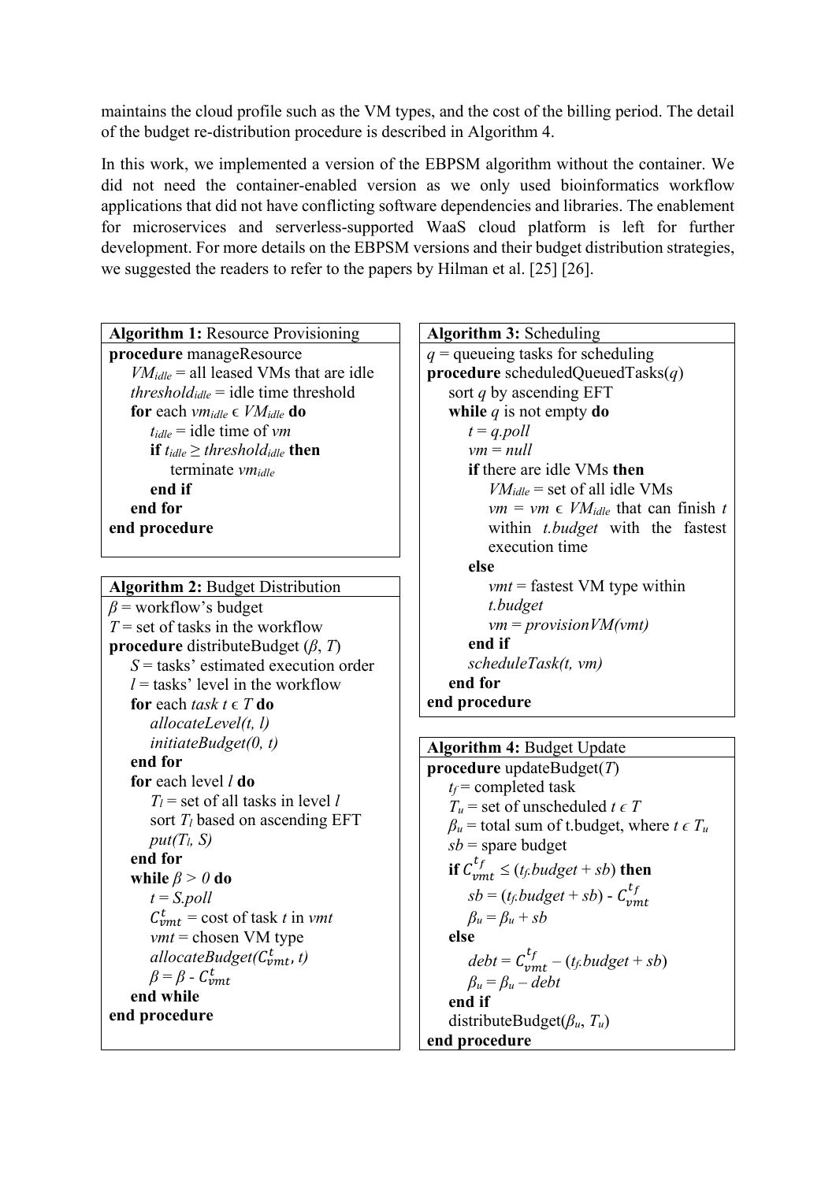maintains the cloud profile such as the VM types, and the cost of the billing period. The detail of the budget re-distribution procedure is described in Algorithm 4.

In this work, we implemented a version of the EBPSM algorithm without the container. We did not need the container-enabled version as we only used bioinformatics workflow applications that did not have conflicting software dependencies and libraries. The enablement for microservices and serverless-supported WaaS cloud platform is left for further development. For more details on the EBPSM versions and their budget distribution strategies, we suggested the readers to refer to the papers by Hilman et al. [25] [26].

**Algorithm 1:** Resource Provisioning

```
procedure manageResource
    VM_idle = all leased VMs that are idle
    threshold_idle = idle time threshold
    for each vm_idle ϵ VM_idle do
        t_idle = idle time of vm
        if t_idle ≥ threshold_idle then
            terminate vm_idle
        end if
    end for
end procedure
```

**Algorithm 2:** Budget Distribution

```
β = workflow's budget
T = set of tasks in the workflow
procedure distributeBudget (β, T)
    S = tasks' estimated execution order
    l = tasks' level in the workflow
    for each task t ϵ T do
        allocateLevel(t, l)
        initiateBudget(0, t)
    end for
    for each level l do
        T_l = set of all tasks in level l
        sort T_l based on ascending EFT
        put(T_l, S)
    end for
    while β > 0 do
        t = S.poll
        C^t_vmt = cost of task t in vmt
        vmt = chosen VM type
        allocateBudget(C^t_vmt, t)
        β = β - C^t_vmt
    end while
end procedure
```

**Algorithm 3:** Scheduling

```
q = queueing tasks for scheduling
procedure scheduledQueuedTasks(q)
    sort q by ascending EFT
    while q is not empty do
        t = q.poll
        vm = null
        if there are idle VMs then
            VM_idle = set of all idle VMs
            vm = vm ϵ VM_idle that can finish t
            within t.budget with the fastest
            execution time
        else
            vmt = fastest VM type within
            t.budget
            vm = provisionVM(vmt)
        end if
        scheduleTask(t, vm)
    end for
end procedure
```

**Algorithm 4:** Budget Update

```
procedure updateBudget(T)
    t_f = completed task
    T_u = set of unscheduled t ϵ T
    β_u = total sum of t.budget, where t ϵ T_u
    sb = spare budget
    if C^{t_f}_vmt ≤ (t_f.budget + sb) then
        sb = (t_f.budget + sb) - C^{t_f}_vmt
        β_u = β_u + sb
    else
        debt = C^{t_f}_vmt – (t_f.budget + sb)
        β_u = β_u – debt
    end if
    distributeBudget(β_u, T_u)
end procedure
```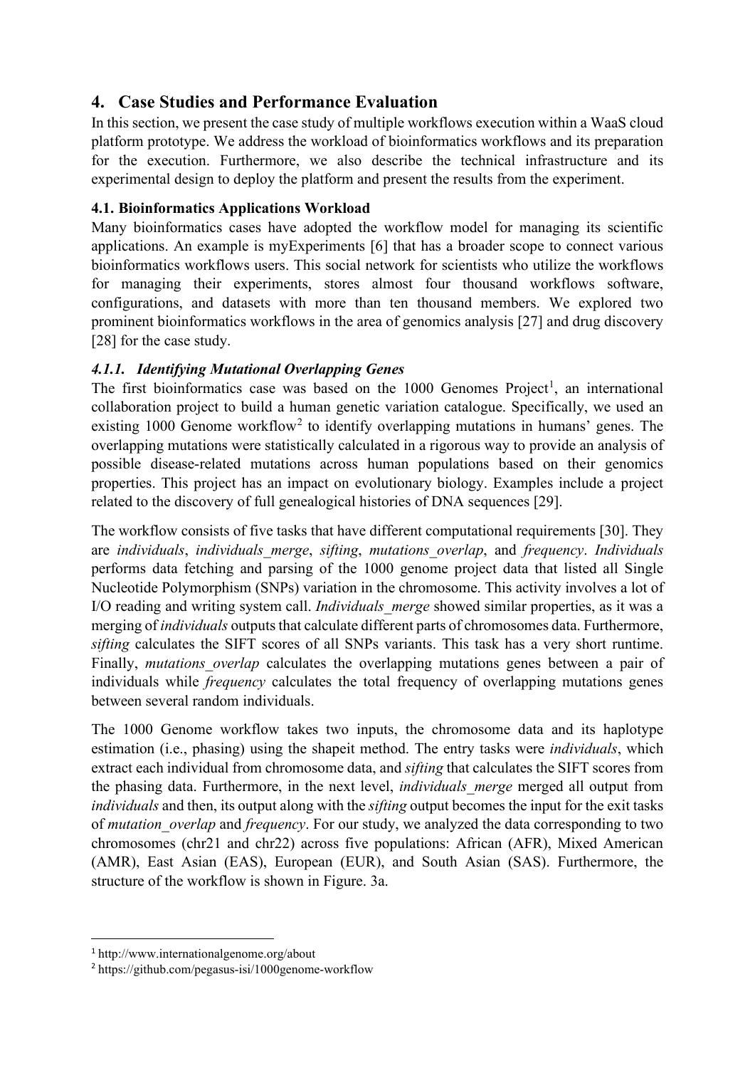## 4. Case Studies and Performance Evaluation

In this section, we present the case study of multiple workflows execution within a WaaS cloud platform prototype. We address the workload of bioinformatics workflows and its preparation for the execution. Furthermore, we also describe the technical infrastructure and its experimental design to deploy the platform and present the results from the experiment.

### 4.1. Bioinformatics Applications Workload

Many bioinformatics cases have adopted the workflow model for managing its scientific applications. An example is myExperiments [6] that has a broader scope to connect various bioinformatics workflows users. This social network for scientists who utilize the workflows for managing their experiments, stores almost four thousand workflows software, configurations, and datasets with more than ten thousand members. We explored two prominent bioinformatics workflows in the area of genomics analysis [27] and drug discovery [28] for the case study.

#### *4.1.1. Identifying Mutational Overlapping Genes*

The first bioinformatics case was based on the 1000 Genomes Project[1], an international collaboration project to build a human genetic variation catalogue. Specifically, we used an existing 1000 Genome workflow[2] to identify overlapping mutations in humans' genes. The overlapping mutations were statistically calculated in a rigorous way to provide an analysis of possible disease-related mutations across human populations based on their genomics properties. This project has an impact on evolutionary biology. Examples include a project related to the discovery of full genealogical histories of DNA sequences [29].

The workflow consists of five tasks that have different computational requirements [30]. They are *individuals*, *individuals_merge*, *sifting*, *mutations_overlap*, and *frequency*. *Individuals* performs data fetching and parsing of the 1000 genome project data that listed all Single Nucleotide Polymorphism (SNPs) variation in the chromosome. This activity involves a lot of I/O reading and writing system call. *Individuals_merge* showed similar properties, as it was a merging of *individuals* outputs that calculate different parts of chromosomes data. Furthermore, *sifting* calculates the SIFT scores of all SNPs variants. This task has a very short runtime. Finally, *mutations_overlap* calculates the overlapping mutations genes between a pair of individuals while *frequency* calculates the total frequency of overlapping mutations genes between several random individuals.

The 1000 Genome workflow takes two inputs, the chromosome data and its haplotype estimation (i.e., phasing) using the shapeit method. The entry tasks were *individuals*, which extract each individual from chromosome data, and *sifting* that calculates the SIFT scores from the phasing data. Furthermore, in the next level, *individuals_merge* merged all output from *individuals* and then, its output along with the *sifting* output becomes the input for the exit tasks of *mutation_overlap* and *frequency*. For our study, we analyzed the data corresponding to two chromosomes (chr21 and chr22) across five populations: African (AFR), Mixed American (AMR), East Asian (EAS), European (EUR), and South Asian (SAS). Furthermore, the structure of the workflow is shown in Figure. 3a.

---

[1] http://www.internationalgenome.org/about

[2] https://github.com/pegasus-isi/1000genome-workflow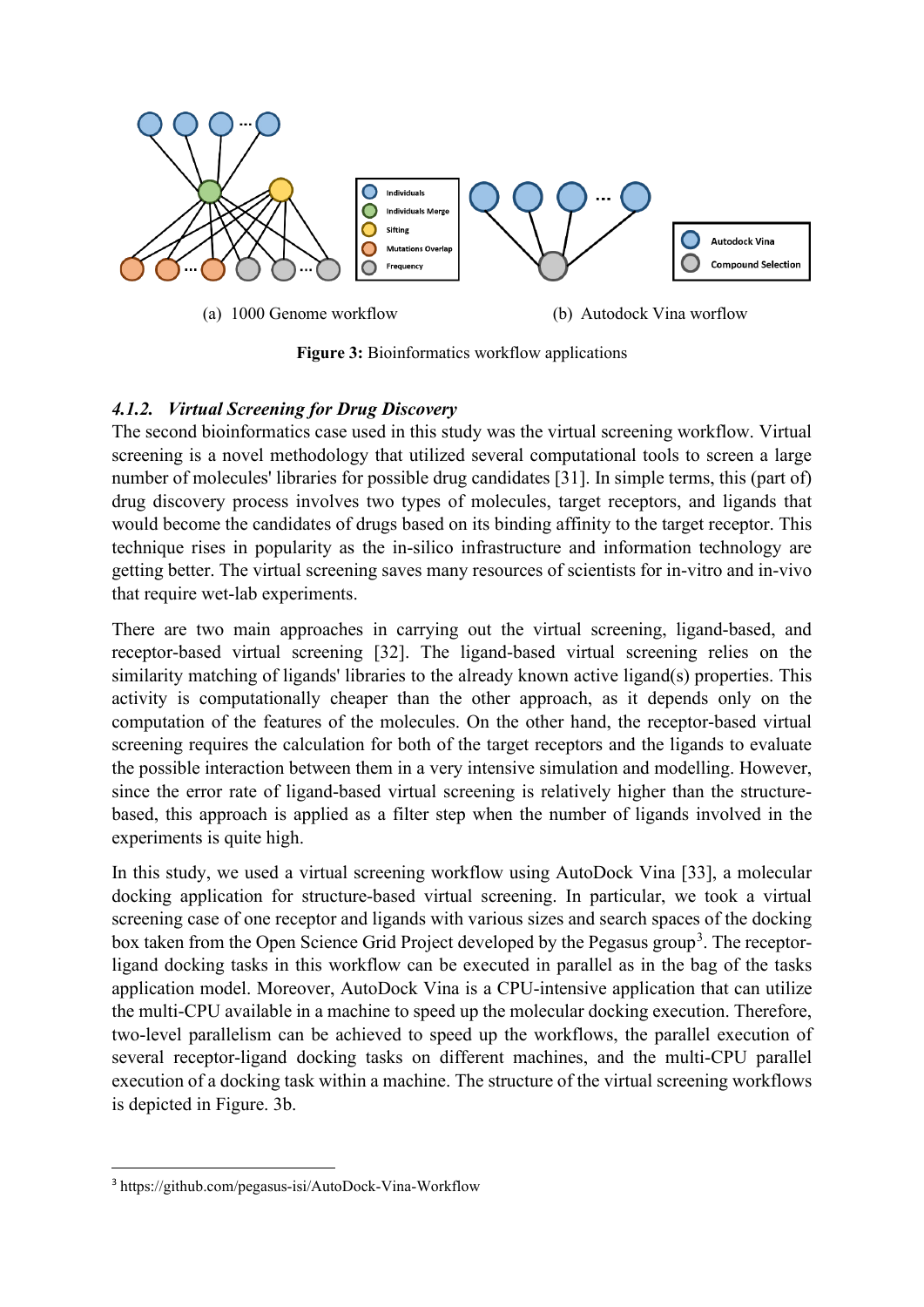Individuals

Individuals Merge

Sifting

Mutations Overlap

Frequency

Autodock Vina

Compound Selection

(a) 1000 Genome workflow

(b) Autodock Vina worflow

**Figure 3:** Bioinformatics workflow applications

#### *4.1.2. Virtual Screening for Drug Discovery*

The second bioinformatics case used in this study was the virtual screening workflow. Virtual screening is a novel methodology that utilized several computational tools to screen a large number of molecules' libraries for possible drug candidates [31]. In simple terms, this (part of) drug discovery process involves two types of molecules, target receptors, and ligands that would become the candidates of drugs based on its binding affinity to the target receptor. This technique rises in popularity as the in-silico infrastructure and information technology are getting better. The virtual screening saves many resources of scientists for in-vitro and in-vivo that require wet-lab experiments.

There are two main approaches in carrying out the virtual screening, ligand-based, and receptor-based virtual screening [32]. The ligand-based virtual screening relies on the similarity matching of ligands' libraries to the already known active ligand(s) properties. This activity is computationally cheaper than the other approach, as it depends only on the computation of the features of the molecules. On the other hand, the receptor-based virtual screening requires the calculation for both of the target receptors and the ligands to evaluate the possible interaction between them in a very intensive simulation and modelling. However, since the error rate of ligand-based virtual screening is relatively higher than the structure-based, this approach is applied as a filter step when the number of ligands involved in the experiments is quite high.

In this study, we used a virtual screening workflow using AutoDock Vina [33], a molecular docking application for structure-based virtual screening. In particular, we took a virtual screening case of one receptor and ligands with various sizes and search spaces of the docking box taken from the Open Science Grid Project developed by the Pegasus group[3]. The receptor-ligand docking tasks in this workflow can be executed in parallel as in the bag of the tasks application model. Moreover, AutoDock Vina is a CPU-intensive application that can utilize the multi-CPU available in a machine to speed up the molecular docking execution. Therefore, two-level parallelism can be achieved to speed up the workflows, the parallel execution of several receptor-ligand docking tasks on different machines, and the multi-CPU parallel execution of a docking task within a machine. The structure of the virtual screening workflows is depicted in Figure. 3b.

[3] https://github.com/pegasus-isi/AutoDock-Vina-Workflow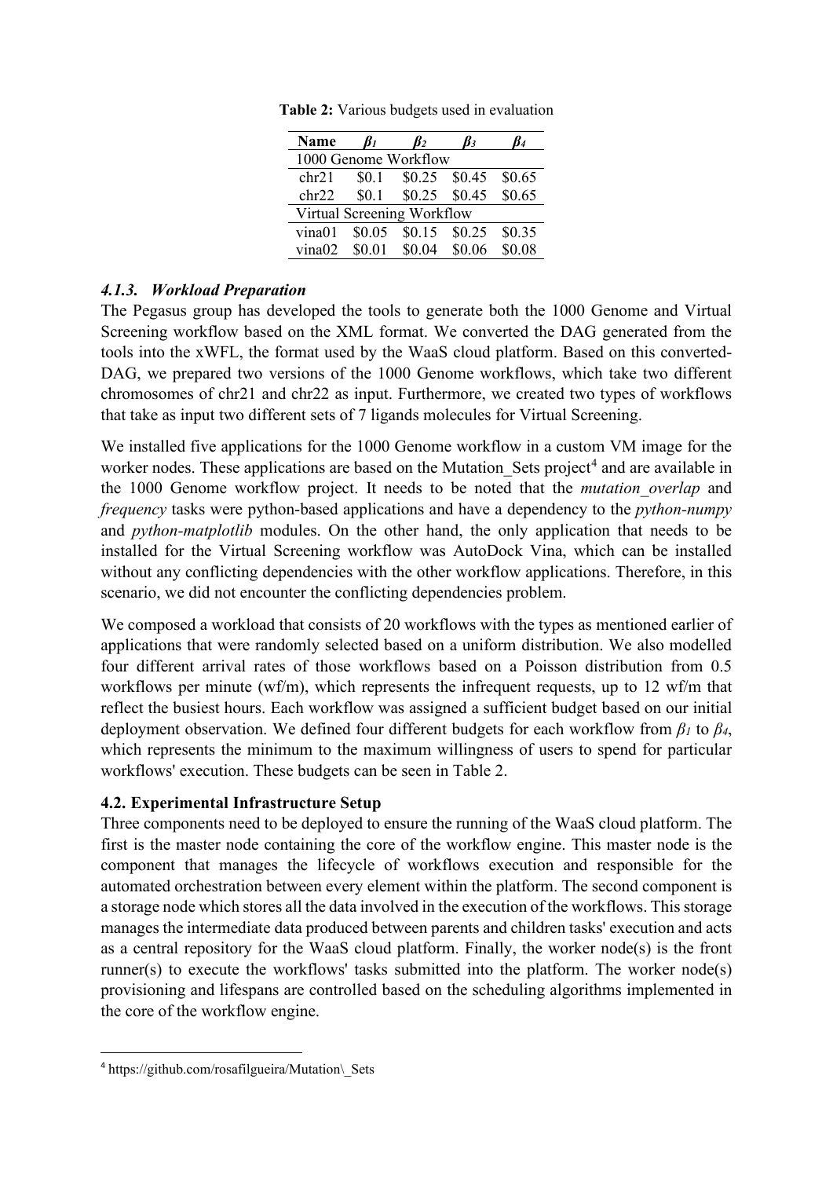**Table 2:** Various budgets used in evaluation

| Name | $\beta_1$ | $\beta_2$ | $\beta_3$ | $\beta_4$ |
|---|---|---|---|---|
| 1000 Genome Workflow | | | | |
| chr21 | \$0.1 | \$0.25 | \$0.45 | \$0.65 |
| chr22 | \$0.1 | \$0.25 | \$0.45 | \$0.65 |
| Virtual Screening Workflow | | | | |
| vina01 | \$0.05 | \$0.15 | \$0.25 | \$0.35 |
| vina02 | \$0.01 | \$0.04 | \$0.06 | \$0.08 |

#### *4.1.3. Workload Preparation*

The Pegasus group has developed the tools to generate both the 1000 Genome and Virtual Screening workflow based on the XML format. We converted the DAG generated from the tools into the xWFL, the format used by the WaaS cloud platform. Based on this converted-DAG, we prepared two versions of the 1000 Genome workflows, which take two different chromosomes of chr21 and chr22 as input. Furthermore, we created two types of workflows that take as input two different sets of 7 ligands molecules for Virtual Screening.

We installed five applications for the 1000 Genome workflow in a custom VM image for the worker nodes. These applications are based on the Mutation_Sets project[4] and are available in the 1000 Genome workflow project. It needs to be noted that the *mutation_overlap* and *frequency* tasks were python-based applications and have a dependency to the *python-numpy* and *python-matplotlib* modules. On the other hand, the only application that needs to be installed for the Virtual Screening workflow was AutoDock Vina, which can be installed without any conflicting dependencies with the other workflow applications. Therefore, in this scenario, we did not encounter the conflicting dependencies problem.

We composed a workload that consists of 20 workflows with the types as mentioned earlier of applications that were randomly selected based on a uniform distribution. We also modelled four different arrival rates of those workflows based on a Poisson distribution from 0.5 workflows per minute (wf/m), which represents the infrequent requests, up to 12 wf/m that reflect the busiest hours. Each workflow was assigned a sufficient budget based on our initial deployment observation. We defined four different budgets for each workflow from $\beta_1$ to $\beta_4$, which represents the minimum to the maximum willingness of users to spend for particular workflows' execution. These budgets can be seen in Table 2.

### 4.2. Experimental Infrastructure Setup

Three components need to be deployed to ensure the running of the WaaS cloud platform. The first is the master node containing the core of the workflow engine. This master node is the component that manages the lifecycle of workflows execution and responsible for the automated orchestration between every element within the platform. The second component is a storage node which stores all the data involved in the execution of the workflows. This storage manages the intermediate data produced between parents and children tasks' execution and acts as a central repository for the WaaS cloud platform. Finally, the worker node(s) is the front runner(s) to execute the workflows' tasks submitted into the platform. The worker node(s) provisioning and lifespans are controlled based on the scheduling algorithms implemented in the core of the workflow engine.

[4] https://github.com/rosafilgueira/Mutation\_Sets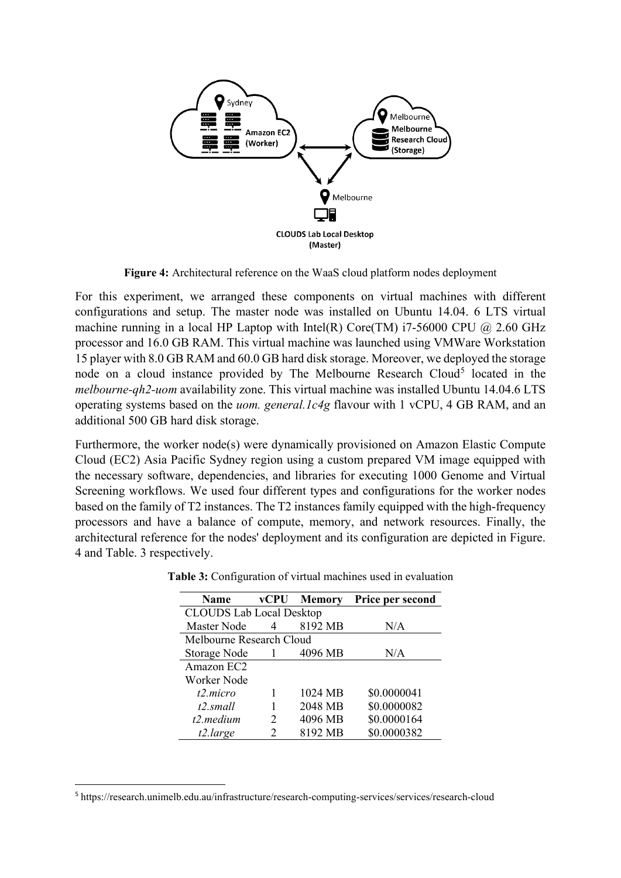**Figure 4:** Architectural reference on the WaaS cloud platform nodes deployment

For this experiment, we arranged these components on virtual machines with different configurations and setup. The master node was installed on Ubuntu 14.04. 6 LTS virtual machine running in a local HP Laptop with Intel(R) Core(TM) i7-56000 CPU @ 2.60 GHz processor and 16.0 GB RAM. This virtual machine was launched using VMWare Workstation 15 player with 8.0 GB RAM and 60.0 GB hard disk storage. Moreover, we deployed the storage node on a cloud instance provided by The Melbourne Research Cloud[5] located in the *melbourne-qh2-uom* availability zone. This virtual machine was installed Ubuntu 14.04.6 LTS operating systems based on the *uom. general.1c4g* flavour with 1 vCPU, 4 GB RAM, and an additional 500 GB hard disk storage.

Furthermore, the worker node(s) were dynamically provisioned on Amazon Elastic Compute Cloud (EC2) Asia Pacific Sydney region using a custom prepared VM image equipped with the necessary software, dependencies, and libraries for executing 1000 Genome and Virtual Screening workflows. We used four different types and configurations for the worker nodes based on the family of T2 instances. The T2 instances family equipped with the high-frequency processors and have a balance of compute, memory, and network resources. Finally, the architectural reference for the nodes' deployment and its configuration are depicted in Figure. 4 and Table. 3 respectively.

**Table 3:** Configuration of virtual machines used in evaluation

| Name | vCPU | Memory | Price per second |
|---|---|---|---|
| CLOUDS Lab Local Desktop | | | |
| Master Node | 4 | 8192 MB | N/A |
| Melbourne Research Cloud | | | |
| Storage Node | 1 | 4096 MB | N/A |
| Amazon EC2 | | | |
| Worker Node | | | |
| *t2.micro* | 1 | 1024 MB | \$0.0000041 |
| *t2.small* | 1 | 2048 MB | \$0.0000082 |
| *t2.medium* | 2 | 4096 MB | \$0.0000164 |
| *t2.large* | 2 | 8192 MB | \$0.0000382 |

[5] https://research.unimelb.edu.au/infrastructure/research-computing-services/services/research-cloud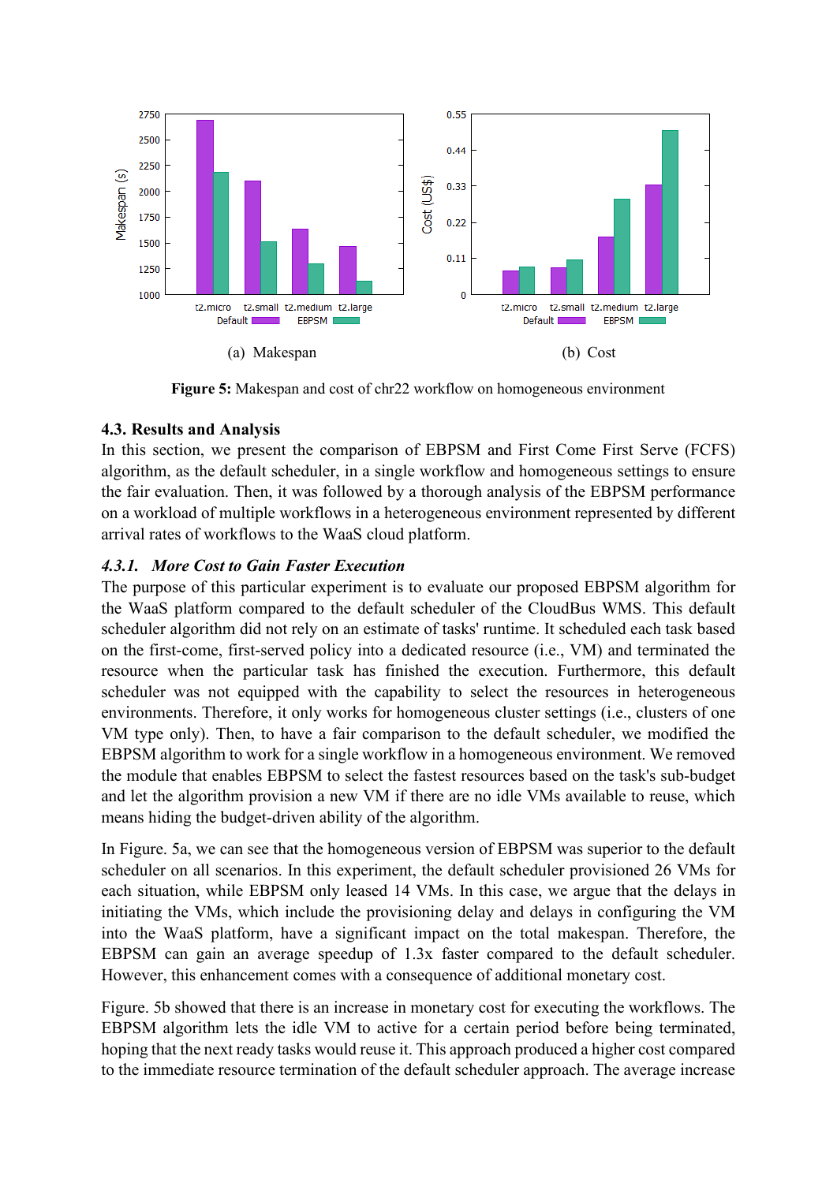(a) Makespan

(b) Cost

**Figure 5:** Makespan and cost of chr22 workflow on homogeneous environment

### 4.3. Results and Analysis

In this section, we present the comparison of EBPSM and First Come First Serve (FCFS) algorithm, as the default scheduler, in a single workflow and homogeneous settings to ensure the fair evaluation. Then, it was followed by a thorough analysis of the EBPSM performance on a workload of multiple workflows in a heterogeneous environment represented by different arrival rates of workflows to the WaaS cloud platform.

#### *4.3.1. More Cost to Gain Faster Execution*

The purpose of this particular experiment is to evaluate our proposed EBPSM algorithm for the WaaS platform compared to the default scheduler of the CloudBus WMS. This default scheduler algorithm did not rely on an estimate of tasks' runtime. It scheduled each task based on the first-come, first-served policy into a dedicated resource (i.e., VM) and terminated the resource when the particular task has finished the execution. Furthermore, this default scheduler was not equipped with the capability to select the resources in heterogeneous environments. Therefore, it only works for homogeneous cluster settings (i.e., clusters of one VM type only). Then, to have a fair comparison to the default scheduler, we modified the EBPSM algorithm to work for a single workflow in a homogeneous environment. We removed the module that enables EBPSM to select the fastest resources based on the task's sub-budget and let the algorithm provision a new VM if there are no idle VMs available to reuse, which means hiding the budget-driven ability of the algorithm.

In Figure. 5a, we can see that the homogeneous version of EBPSM was superior to the default scheduler on all scenarios. In this experiment, the default scheduler provisioned 26 VMs for each situation, while EBPSM only leased 14 VMs. In this case, we argue that the delays in initiating the VMs, which include the provisioning delay and delays in configuring the VM into the WaaS platform, have a significant impact on the total makespan. Therefore, the EBPSM can gain an average speedup of 1.3x faster compared to the default scheduler. However, this enhancement comes with a consequence of additional monetary cost.

Figure. 5b showed that there is an increase in monetary cost for executing the workflows. The EBPSM algorithm lets the idle VM to active for a certain period before being terminated, hoping that the next ready tasks would reuse it. This approach produced a higher cost compared to the immediate resource termination of the default scheduler approach. The average increase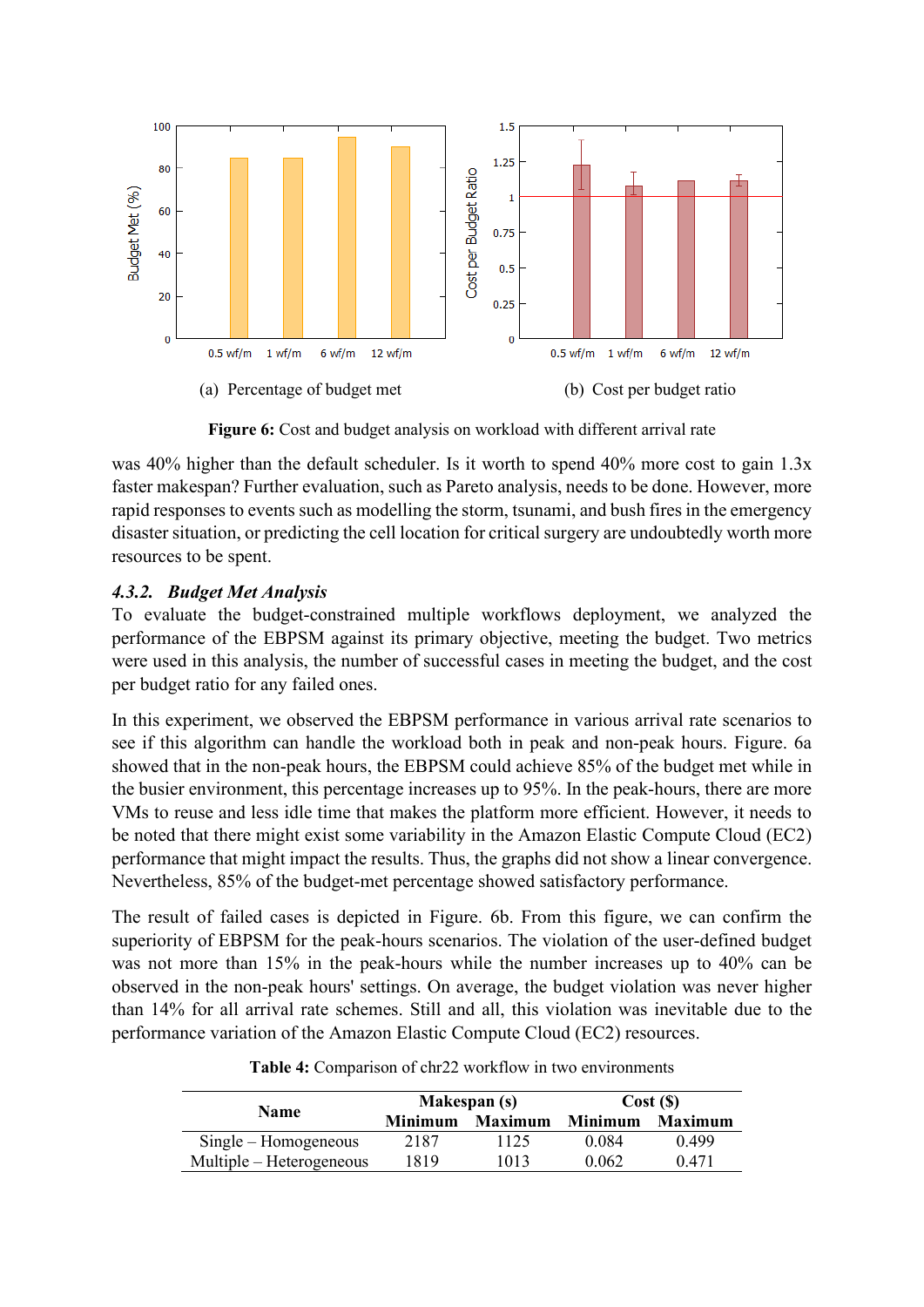(a) Percentage of budget met

(b) Cost per budget ratio

**Figure 6:** Cost and budget analysis on workload with different arrival rate

was 40% higher than the default scheduler. Is it worth to spend 40% more cost to gain 1.3x faster makespan? Further evaluation, such as Pareto analysis, needs to be done. However, more rapid responses to events such as modelling the storm, tsunami, and bush fires in the emergency disaster situation, or predicting the cell location for critical surgery are undoubtedly worth more resources to be spent.

### *4.3.2. Budget Met Analysis*

To evaluate the budget-constrained multiple workflows deployment, we analyzed the performance of the EBPSM against its primary objective, meeting the budget. Two metrics were used in this analysis, the number of successful cases in meeting the budget, and the cost per budget ratio for any failed ones.

In this experiment, we observed the EBPSM performance in various arrival rate scenarios to see if this algorithm can handle the workload both in peak and non-peak hours. Figure. 6a showed that in the non-peak hours, the EBPSM could achieve 85% of the budget met while in the busier environment, this percentage increases up to 95%. In the peak-hours, there are more VMs to reuse and less idle time that makes the platform more efficient. However, it needs to be noted that there might exist some variability in the Amazon Elastic Compute Cloud (EC2) performance that might impact the results. Thus, the graphs did not show a linear convergence. Nevertheless, 85% of the budget-met percentage showed satisfactory performance.

The result of failed cases is depicted in Figure. 6b. From this figure, we can confirm the superiority of EBPSM for the peak-hours scenarios. The violation of the user-defined budget was not more than 15% in the peak-hours while the number increases up to 40% can be observed in the non-peak hours' settings. On average, the budget violation was never higher than 14% for all arrival rate schemes. Still and all, this violation was inevitable due to the performance variation of the Amazon Elastic Compute Cloud (EC2) resources.

**Table 4:** Comparison of chr22 workflow in two environments

| Name | Makespan (s) | | Cost ($) | |
|---|---|---|---|---|
| | **Minimum** | **Maximum** | **Minimum** | **Maximum** |
| Single – Homogeneous | 2187 | 1125 | 0.084 | 0.499 |
| Multiple – Heterogeneous | 1819 | 1013 | 0.062 | 0.471 |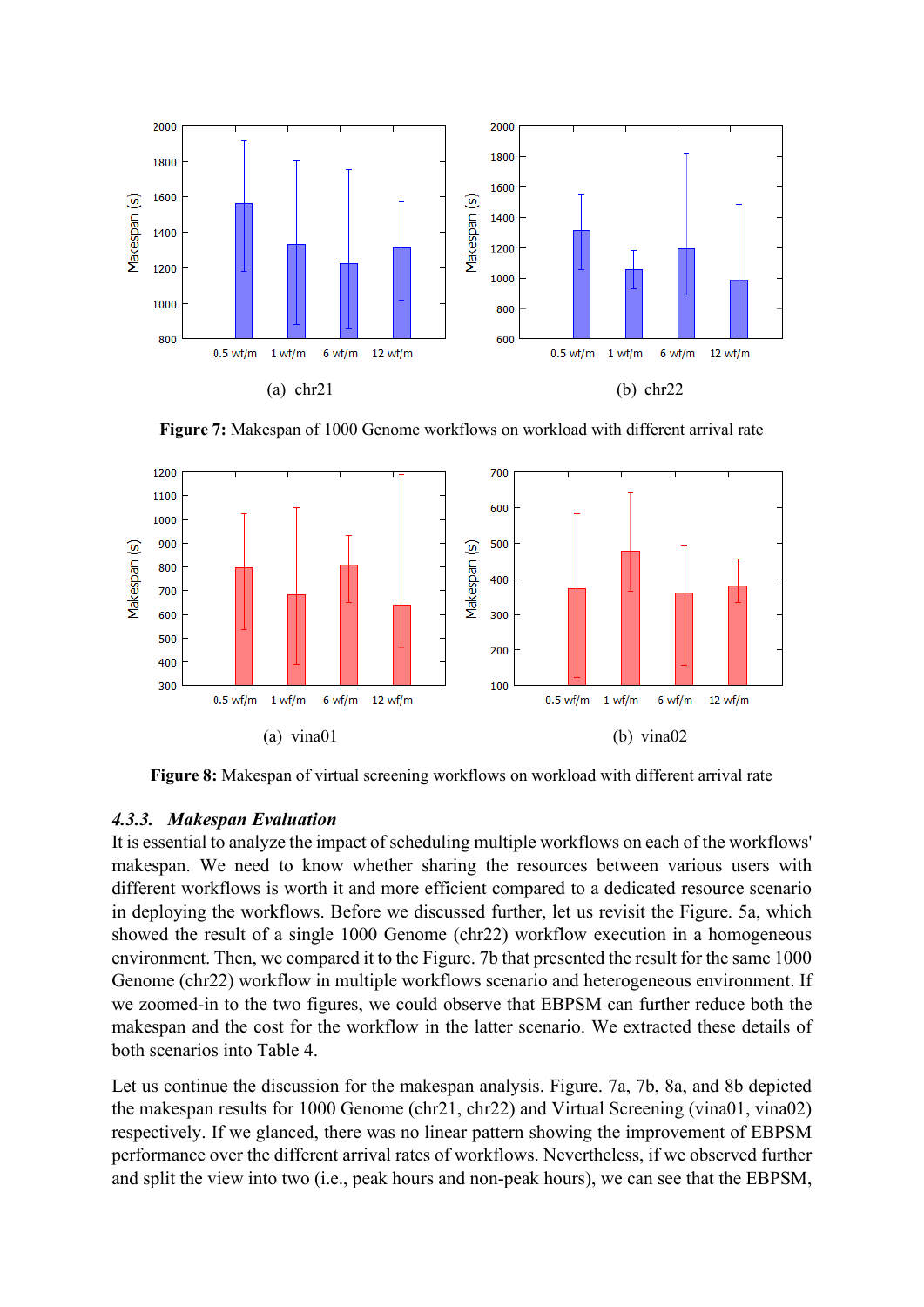(a) chr21

(b) chr22

**Figure 7:** Makespan of 1000 Genome workflows on workload with different arrival rate

(a) vina01

(b) vina02

**Figure 8:** Makespan of virtual screening workflows on workload with different arrival rate

### 4.3.3. *Makespan Evaluation*

It is essential to analyze the impact of scheduling multiple workflows on each of the workflows' makespan. We need to know whether sharing the resources between various users with different workflows is worth it and more efficient compared to a dedicated resource scenario in deploying the workflows. Before we discussed further, let us revisit the Figure. 5a, which showed the result of a single 1000 Genome (chr22) workflow execution in a homogeneous environment. Then, we compared it to the Figure. 7b that presented the result for the same 1000 Genome (chr22) workflow in multiple workflows scenario and heterogeneous environment. If we zoomed-in to the two figures, we could observe that EBPSM can further reduce both the makespan and the cost for the workflow in the latter scenario. We extracted these details of both scenarios into Table 4.

Let us continue the discussion for the makespan analysis. Figure. 7a, 7b, 8a, and 8b depicted the makespan results for 1000 Genome (chr21, chr22) and Virtual Screening (vina01, vina02) respectively. If we glanced, there was no linear pattern showing the improvement of EBPSM performance over the different arrival rates of workflows. Nevertheless, if we observed further and split the view into two (i.e., peak hours and non-peak hours), we can see that the EBPSM,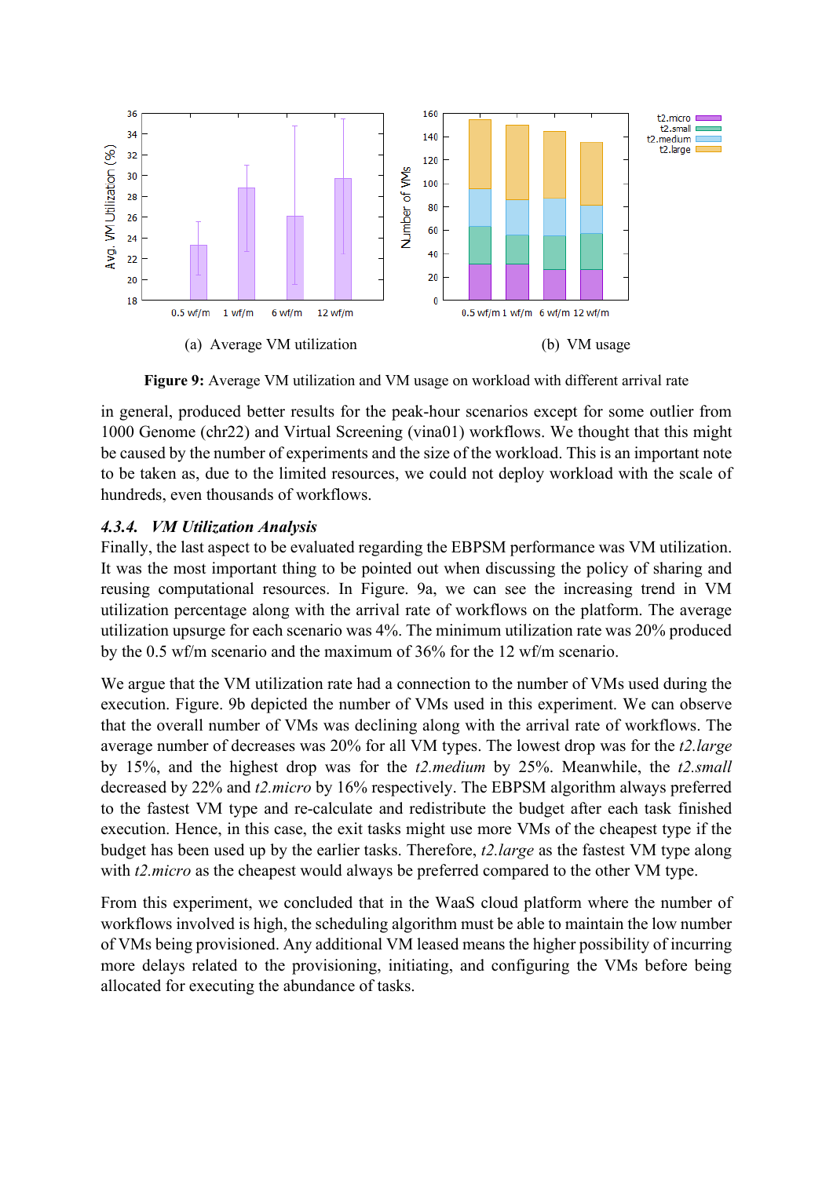(a) Average VM utilization

(b) VM usage

**Figure 9:** Average VM utilization and VM usage on workload with different arrival rate

in general, produced better results for the peak-hour scenarios except for some outlier from 1000 Genome (chr22) and Virtual Screening (vina01) workflows. We thought that this might be caused by the number of experiments and the size of the workload. This is an important note to be taken as, due to the limited resources, we could not deploy workload with the scale of hundreds, even thousands of workflows.

#### *4.3.4. VM Utilization Analysis*

Finally, the last aspect to be evaluated regarding the EBPSM performance was VM utilization. It was the most important thing to be pointed out when discussing the policy of sharing and reusing computational resources. In Figure. 9a, we can see the increasing trend in VM utilization percentage along with the arrival rate of workflows on the platform. The average utilization upsurge for each scenario was 4%. The minimum utilization rate was 20% produced by the 0.5 wf/m scenario and the maximum of 36% for the 12 wf/m scenario.

We argue that the VM utilization rate had a connection to the number of VMs used during the execution. Figure. 9b depicted the number of VMs used in this experiment. We can observe that the overall number of VMs was declining along with the arrival rate of workflows. The average number of decreases was 20% for all VM types. The lowest drop was for the *t2.large* by 15%, and the highest drop was for the *t2.medium* by 25%. Meanwhile, the *t2.small* decreased by 22% and *t2.micro* by 16% respectively. The EBPSM algorithm always preferred to the fastest VM type and re-calculate and redistribute the budget after each task finished execution. Hence, in this case, the exit tasks might use more VMs of the cheapest type if the budget has been used up by the earlier tasks. Therefore, *t2.large* as the fastest VM type along with *t2.micro* as the cheapest would always be preferred compared to the other VM type.

From this experiment, we concluded that in the WaaS cloud platform where the number of workflows involved is high, the scheduling algorithm must be able to maintain the low number of VMs being provisioned. Any additional VM leased means the higher possibility of incurring more delays related to the provisioning, initiating, and configuring the VMs before being allocated for executing the abundance of tasks.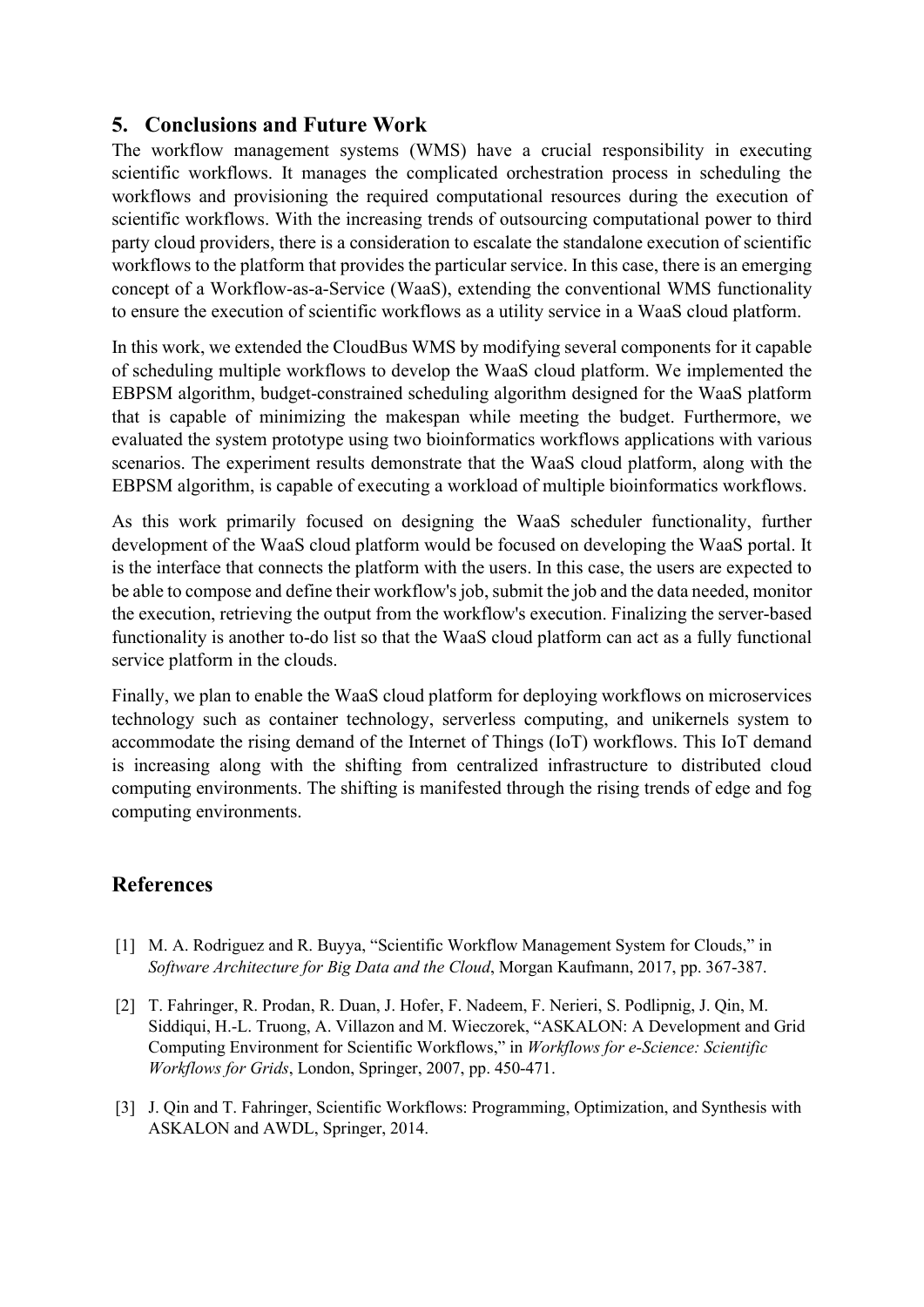## 5. Conclusions and Future Work

The workflow management systems (WMS) have a crucial responsibility in executing scientific workflows. It manages the complicated orchestration process in scheduling the workflows and provisioning the required computational resources during the execution of scientific workflows. With the increasing trends of outsourcing computational power to third party cloud providers, there is a consideration to escalate the standalone execution of scientific workflows to the platform that provides the particular service. In this case, there is an emerging concept of a Workflow-as-a-Service (WaaS), extending the conventional WMS functionality to ensure the execution of scientific workflows as a utility service in a WaaS cloud platform.

In this work, we extended the CloudBus WMS by modifying several components for it capable of scheduling multiple workflows to develop the WaaS cloud platform. We implemented the EBPSM algorithm, budget-constrained scheduling algorithm designed for the WaaS platform that is capable of minimizing the makespan while meeting the budget. Furthermore, we evaluated the system prototype using two bioinformatics workflows applications with various scenarios. The experiment results demonstrate that the WaaS cloud platform, along with the EBPSM algorithm, is capable of executing a workload of multiple bioinformatics workflows.

As this work primarily focused on designing the WaaS scheduler functionality, further development of the WaaS cloud platform would be focused on developing the WaaS portal. It is the interface that connects the platform with the users. In this case, the users are expected to be able to compose and define their workflow's job, submit the job and the data needed, monitor the execution, retrieving the output from the workflow's execution. Finalizing the server-based functionality is another to-do list so that the WaaS cloud platform can act as a fully functional service platform in the clouds.

Finally, we plan to enable the WaaS cloud platform for deploying workflows on microservices technology such as container technology, serverless computing, and unikernels system to accommodate the rising demand of the Internet of Things (IoT) workflows. This IoT demand is increasing along with the shifting from centralized infrastructure to distributed cloud computing environments. The shifting is manifested through the rising trends of edge and fog computing environments.

## References

[1] M. A. Rodriguez and R. Buyya, "Scientific Workflow Management System for Clouds," in *Software Architecture for Big Data and the Cloud*, Morgan Kaufmann, 2017, pp. 367-387.

[2] T. Fahringer, R. Prodan, R. Duan, J. Hofer, F. Nadeem, F. Nerieri, S. Podlipnig, J. Qin, M. Siddiqui, H.-L. Truong, A. Villazon and M. Wieczorek, "ASKALON: A Development and Grid Computing Environment for Scientific Workflows," in *Workflows for e-Science: Scientific Workflows for Grids*, London, Springer, 2007, pp. 450-471.

[3] J. Qin and T. Fahringer, Scientific Workflows: Programming, Optimization, and Synthesis with ASKALON and AWDL, Springer, 2014.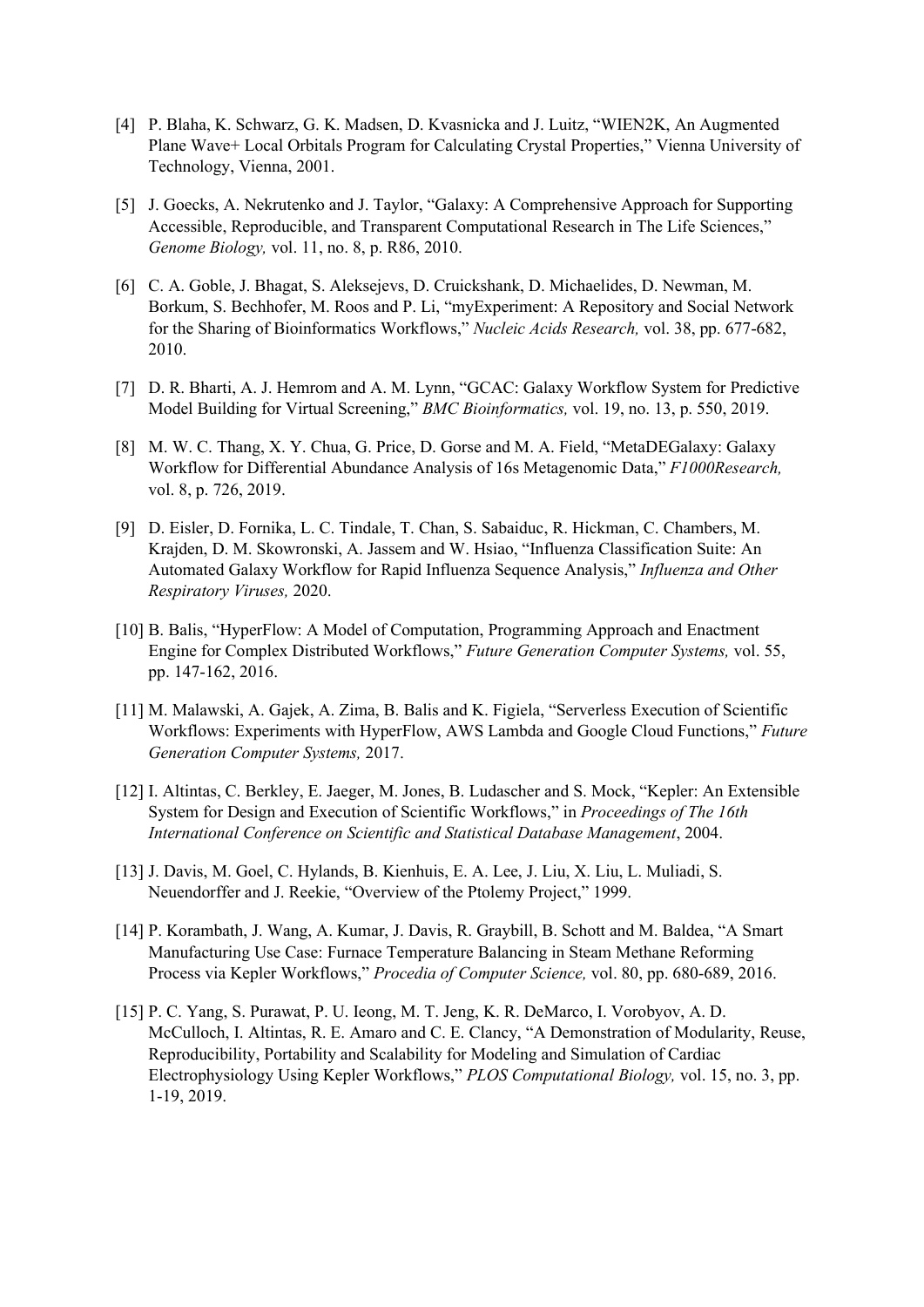[4] P. Blaha, K. Schwarz, G. K. Madsen, D. Kvasnicka and J. Luitz, "WIEN2K, An Augmented Plane Wave+ Local Orbitals Program for Calculating Crystal Properties," Vienna University of Technology, Vienna, 2001.

[5] J. Goecks, A. Nekrutenko and J. Taylor, "Galaxy: A Comprehensive Approach for Supporting Accessible, Reproducible, and Transparent Computational Research in The Life Sciences," *Genome Biology,* vol. 11, no. 8, p. R86, 2010.

[6] C. A. Goble, J. Bhagat, S. Aleksejevs, D. Cruickshank, D. Michaelides, D. Newman, M. Borkum, S. Bechhofer, M. Roos and P. Li, "myExperiment: A Repository and Social Network for the Sharing of Bioinformatics Workflows," *Nucleic Acids Research,* vol. 38, pp. 677-682, 2010.

[7] D. R. Bharti, A. J. Hemrom and A. M. Lynn, "GCAC: Galaxy Workflow System for Predictive Model Building for Virtual Screening," *BMC Bioinformatics,* vol. 19, no. 13, p. 550, 2019.

[8] M. W. C. Thang, X. Y. Chua, G. Price, D. Gorse and M. A. Field, "MetaDEGalaxy: Galaxy Workflow for Differential Abundance Analysis of 16s Metagenomic Data," *F1000Research,* vol. 8, p. 726, 2019.

[9] D. Eisler, D. Fornika, L. C. Tindale, T. Chan, S. Sabaiduc, R. Hickman, C. Chambers, M. Krajden, D. M. Skowronski, A. Jassem and W. Hsiao, "Influenza Classification Suite: An Automated Galaxy Workflow for Rapid Influenza Sequence Analysis," *Influenza and Other Respiratory Viruses,* 2020.

[10] B. Balis, "HyperFlow: A Model of Computation, Programming Approach and Enactment Engine for Complex Distributed Workflows," *Future Generation Computer Systems,* vol. 55, pp. 147-162, 2016.

[11] M. Malawski, A. Gajek, A. Zima, B. Balis and K. Figiela, "Serverless Execution of Scientific Workflows: Experiments with HyperFlow, AWS Lambda and Google Cloud Functions," *Future Generation Computer Systems,* 2017.

[12] I. Altintas, C. Berkley, E. Jaeger, M. Jones, B. Ludascher and S. Mock, "Kepler: An Extensible System for Design and Execution of Scientific Workflows," in *Proceedings of The 16th International Conference on Scientific and Statistical Database Management*, 2004.

[13] J. Davis, M. Goel, C. Hylands, B. Kienhuis, E. A. Lee, J. Liu, X. Liu, L. Muliadi, S. Neuendorffer and J. Reekie, "Overview of the Ptolemy Project," 1999.

[14] P. Korambath, J. Wang, A. Kumar, J. Davis, R. Graybill, B. Schott and M. Baldea, "A Smart Manufacturing Use Case: Furnace Temperature Balancing in Steam Methane Reforming Process via Kepler Workflows," *Procedia of Computer Science,* vol. 80, pp. 680-689, 2016.

[15] P. C. Yang, S. Purawat, P. U. Ieong, M. T. Jeng, K. R. DeMarco, I. Vorobyov, A. D. McCulloch, I. Altintas, R. E. Amaro and C. E. Clancy, "A Demonstration of Modularity, Reuse, Reproducibility, Portability and Scalability for Modeling and Simulation of Cardiac Electrophysiology Using Kepler Workflows," *PLOS Computational Biology,* vol. 15, no. 3, pp. 1-19, 2019.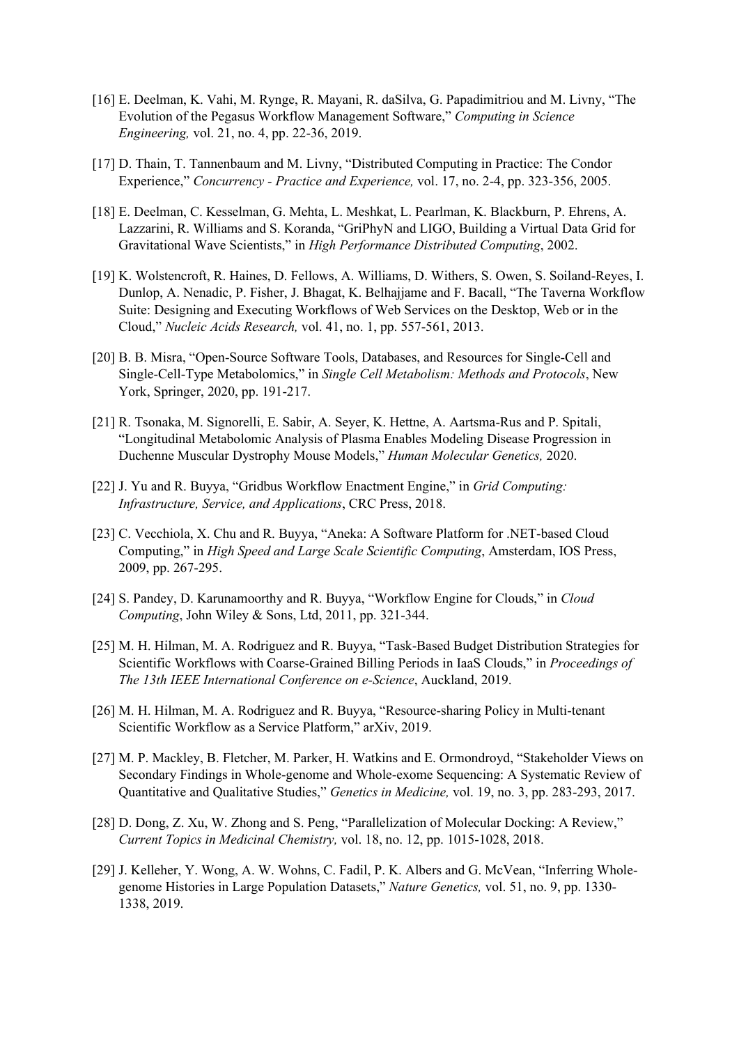[16] E. Deelman, K. Vahi, M. Rynge, R. Mayani, R. daSilva, G. Papadimitriou and M. Livny, "The Evolution of the Pegasus Workflow Management Software," *Computing in Science Engineering,* vol. 21, no. 4, pp. 22-36, 2019.

[17] D. Thain, T. Tannenbaum and M. Livny, "Distributed Computing in Practice: The Condor Experience," *Concurrency - Practice and Experience,* vol. 17, no. 2-4, pp. 323-356, 2005.

[18] E. Deelman, C. Kesselman, G. Mehta, L. Meshkat, L. Pearlman, K. Blackburn, P. Ehrens, A. Lazzarini, R. Williams and S. Koranda, "GriPhyN and LIGO, Building a Virtual Data Grid for Gravitational Wave Scientists," in *High Performance Distributed Computing*, 2002.

[19] K. Wolstencroft, R. Haines, D. Fellows, A. Williams, D. Withers, S. Owen, S. Soiland-Reyes, I. Dunlop, A. Nenadic, P. Fisher, J. Bhagat, K. Belhajjame and F. Bacall, "The Taverna Workflow Suite: Designing and Executing Workflows of Web Services on the Desktop, Web or in the Cloud," *Nucleic Acids Research,* vol. 41, no. 1, pp. 557-561, 2013.

[20] B. B. Misra, "Open-Source Software Tools, Databases, and Resources for Single-Cell and Single-Cell-Type Metabolomics," in *Single Cell Metabolism: Methods and Protocols*, New York, Springer, 2020, pp. 191-217.

[21] R. Tsonaka, M. Signorelli, E. Sabir, A. Seyer, K. Hettne, A. Aartsma-Rus and P. Spitali, "Longitudinal Metabolomic Analysis of Plasma Enables Modeling Disease Progression in Duchenne Muscular Dystrophy Mouse Models," *Human Molecular Genetics,* 2020.

[22] J. Yu and R. Buyya, "Gridbus Workflow Enactment Engine," in *Grid Computing: Infrastructure, Service, and Applications*, CRC Press, 2018.

[23] C. Vecchiola, X. Chu and R. Buyya, "Aneka: A Software Platform for .NET-based Cloud Computing," in *High Speed and Large Scale Scientific Computing*, Amsterdam, IOS Press, 2009, pp. 267-295.

[24] S. Pandey, D. Karunamoorthy and R. Buyya, "Workflow Engine for Clouds," in *Cloud Computing*, John Wiley & Sons, Ltd, 2011, pp. 321-344.

[25] M. H. Hilman, M. A. Rodriguez and R. Buyya, "Task-Based Budget Distribution Strategies for Scientific Workflows with Coarse-Grained Billing Periods in IaaS Clouds," in *Proceedings of The 13th IEEE International Conference on e-Science*, Auckland, 2019.

[26] M. H. Hilman, M. A. Rodriguez and R. Buyya, "Resource-sharing Policy in Multi-tenant Scientific Workflow as a Service Platform," arXiv, 2019.

[27] M. P. Mackley, B. Fletcher, M. Parker, H. Watkins and E. Ormondroyd, "Stakeholder Views on Secondary Findings in Whole-genome and Whole-exome Sequencing: A Systematic Review of Quantitative and Qualitative Studies," *Genetics in Medicine,* vol. 19, no. 3, pp. 283-293, 2017.

[28] D. Dong, Z. Xu, W. Zhong and S. Peng, "Parallelization of Molecular Docking: A Review," *Current Topics in Medicinal Chemistry,* vol. 18, no. 12, pp. 1015-1028, 2018.

[29] J. Kelleher, Y. Wong, A. W. Wohns, C. Fadil, P. K. Albers and G. McVean, "Inferring Whole-genome Histories in Large Population Datasets," *Nature Genetics,* vol. 51, no. 9, pp. 1330-1338, 2019.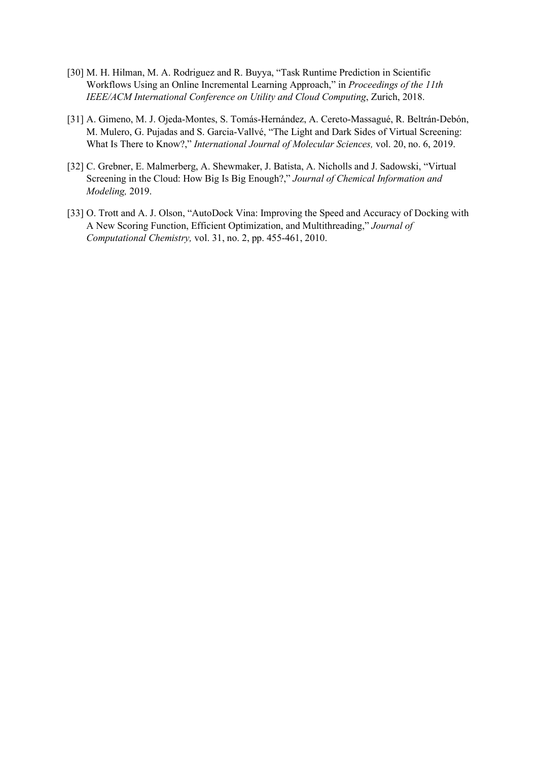[30] M. H. Hilman, M. A. Rodriguez and R. Buyya, "Task Runtime Prediction in Scientific Workflows Using an Online Incremental Learning Approach," in *Proceedings of the 11th IEEE/ACM International Conference on Utility and Cloud Computing*, Zurich, 2018.

[31] A. Gimeno, M. J. Ojeda-Montes, S. Tomás-Hernández, A. Cereto-Massagué, R. Beltrán-Debón, M. Mulero, G. Pujadas and S. Garcia-Vallvé, "The Light and Dark Sides of Virtual Screening: What Is There to Know?," *International Journal of Molecular Sciences,* vol. 20, no. 6, 2019.

[32] C. Grebner, E. Malmerberg, A. Shewmaker, J. Batista, A. Nicholls and J. Sadowski, "Virtual Screening in the Cloud: How Big Is Big Enough?," *Journal of Chemical Information and Modeling,* 2019.

[33] O. Trott and A. J. Olson, "AutoDock Vina: Improving the Speed and Accuracy of Docking with A New Scoring Function, Efficient Optimization, and Multithreading," *Journal of Computational Chemistry,* vol. 31, no. 2, pp. 455-461, 2010.